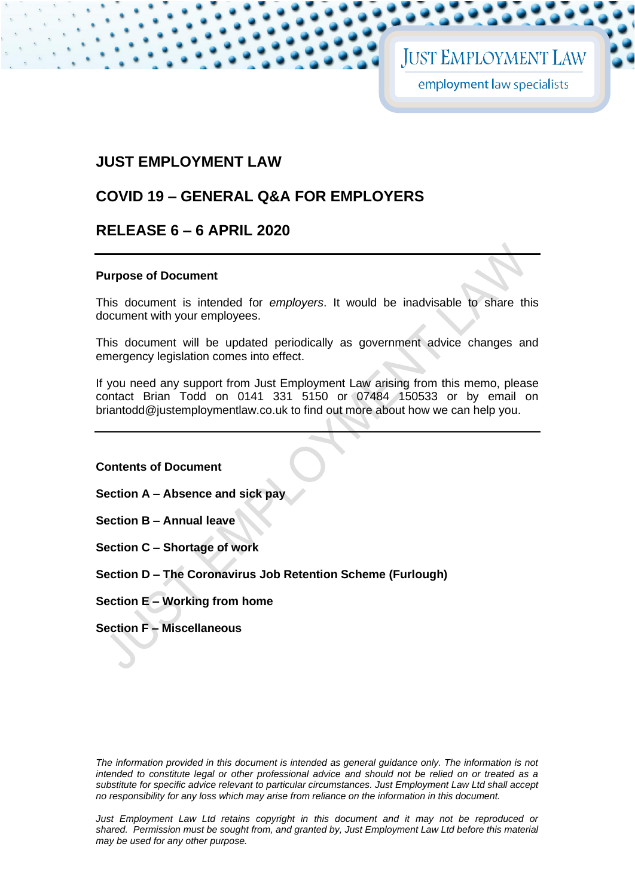# JUST EMPLOYMENT LAW

## COVID 19 – GENERAL Q&A FOR EMPLOYERS

## RELEASE 6 – 6 APRIL 2020

---

**Purpose of Document**

This document is intended for *employers*. It would be inadvisable to share this document with your employees.

This document will be updated periodically as government advice changes and emergency legislation comes into effect.

If you need any support from Just Employment Law arising from this memo, please contact Brian Todd on 0141 331 5150 or 07484 150533 or by email on briantodd@justemploymentlaw.co.uk to find out more about how we can help you.

---

**Contents of Document**

**Section A – Absence and sick pay**

**Section B – Annual leave**

**Section C – Shortage of work**

**Section D – The Coronavirus Job Retention Scheme (Furlough)**

**Section E – Working from home**

**Section F – Miscellaneous**

*The information provided in this document is intended as general guidance only. The information is not intended to constitute legal or other professional advice and should not be relied on or treated as a substitute for specific advice relevant to particular circumstances. Just Employment Law Ltd shall accept no responsibility for any loss which may arise from reliance on the information in this document.*

*Just Employment Law Ltd retains copyright in this document and it may not be reproduced or shared. Permission must be sought from, and granted by, Just Employment Law Ltd before this material may be used for any other purpose.*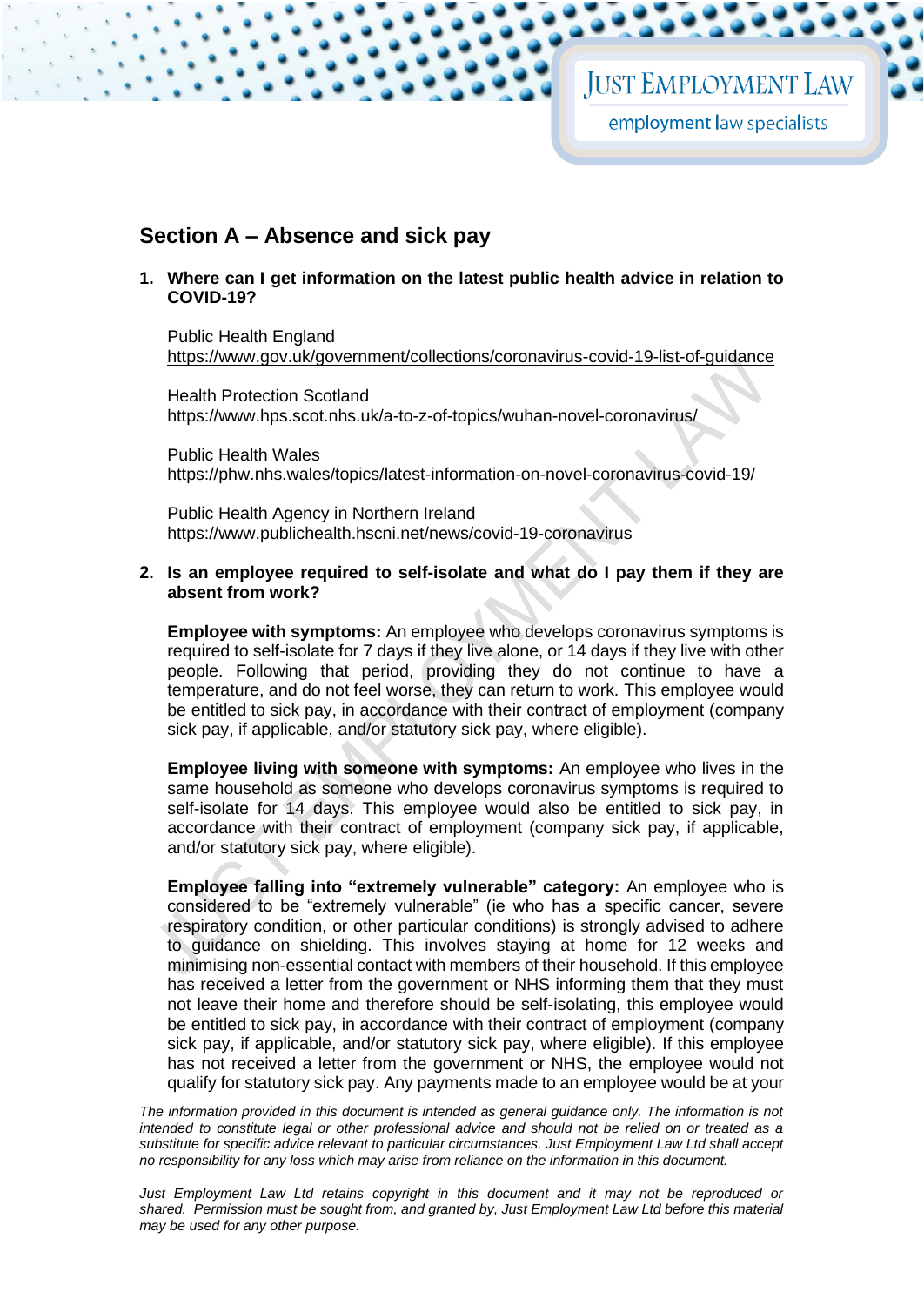## Section A – Absence and sick pay

1. **Where can I get information on the latest public health advice in relation to COVID-19?**

   Public Health England
   https://www.gov.uk/government/collections/coronavirus-covid-19-list-of-guidance

   Health Protection Scotland
   https://www.hps.scot.nhs.uk/a-to-z-of-topics/wuhan-novel-coronavirus/

   Public Health Wales
   https://phw.nhs.wales/topics/latest-information-on-novel-coronavirus-covid-19/

   Public Health Agency in Northern Ireland
   https://www.publichealth.hscni.net/news/covid-19-coronavirus

2. **Is an employee required to self-isolate and what do I pay them if they are absent from work?**

   **Employee with symptoms:** An employee who develops coronavirus symptoms is required to self-isolate for 7 days if they live alone, or 14 days if they live with other people. Following that period, providing they do not continue to have a temperature, and do not feel worse, they can return to work. This employee would be entitled to sick pay, in accordance with their contract of employment (company sick pay, if applicable, and/or statutory sick pay, where eligible).

   **Employee living with someone with symptoms:** An employee who lives in the same household as someone who develops coronavirus symptoms is required to self-isolate for 14 days. This employee would also be entitled to sick pay, in accordance with their contract of employment (company sick pay, if applicable, and/or statutory sick pay, where eligible).

   **Employee falling into "extremely vulnerable" category:** An employee who is considered to be "extremely vulnerable" (ie who has a specific cancer, severe respiratory condition, or other particular conditions) is strongly advised to adhere to guidance on shielding. This involves staying at home for 12 weeks and minimising non-essential contact with members of their household. If this employee has received a letter from the government or NHS informing them that they must not leave their home and therefore should be self-isolating, this employee would be entitled to sick pay, in accordance with their contract of employment (company sick pay, if applicable, and/or statutory sick pay, where eligible). If this employee has not received a letter from the government or NHS, the employee would not qualify for statutory sick pay. Any payments made to an employee would be at your

*The information provided in this document is intended as general guidance only. The information is not intended to constitute legal or other professional advice and should not be relied on or treated as a substitute for specific advice relevant to particular circumstances. Just Employment Law Ltd shall accept no responsibility for any loss which may arise from reliance on the information in this document.*

*Just Employment Law Ltd retains copyright in this document and it may not be reproduced or shared. Permission must be sought from, and granted by, Just Employment Law Ltd before this material may be used for any other purpose.*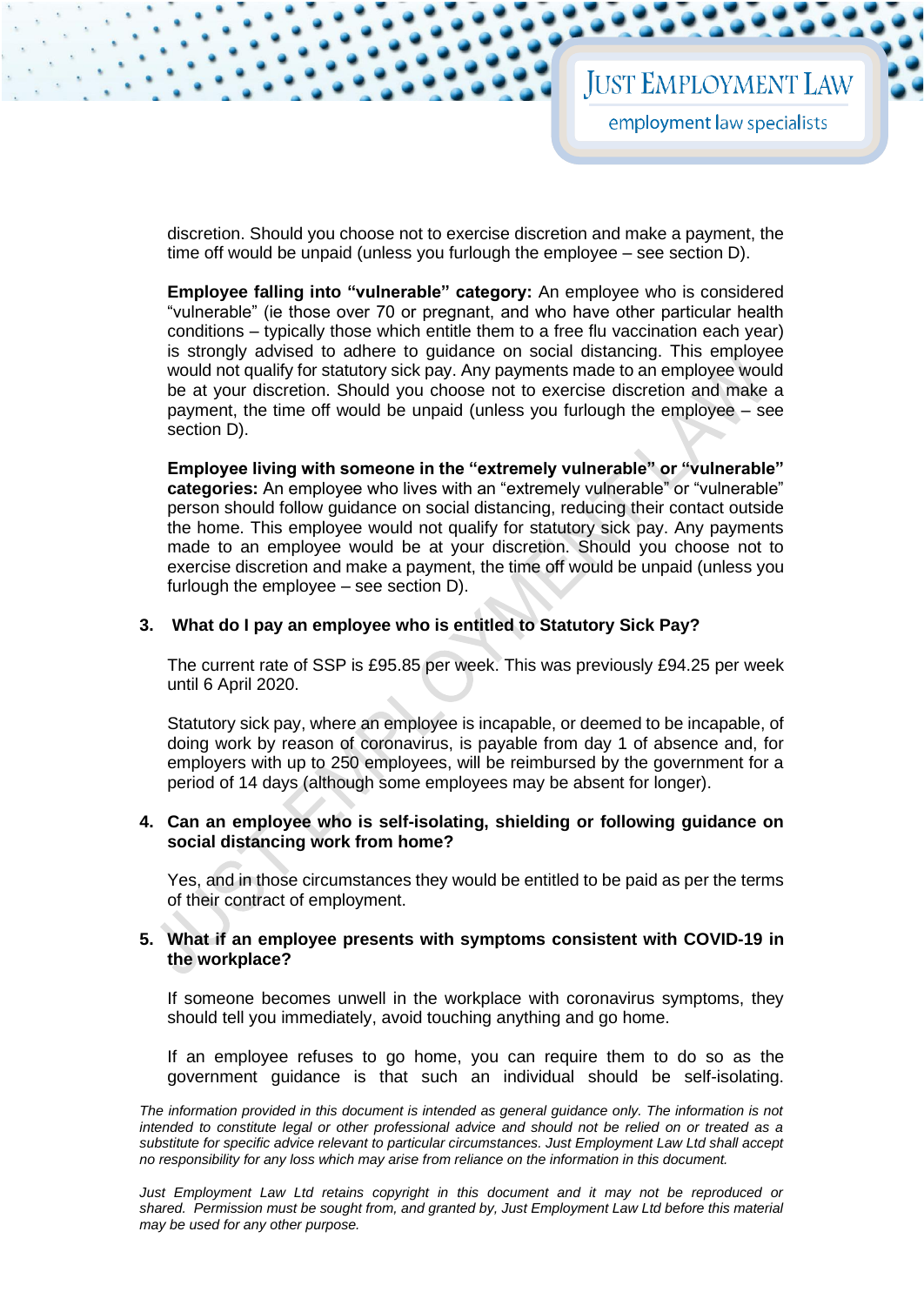discretion. Should you choose not to exercise discretion and make a payment, the time off would be unpaid (unless you furlough the employee – see section D).

**Employee falling into "vulnerable" category:** An employee who is considered "vulnerable" (ie those over 70 or pregnant, and who have other particular health conditions – typically those which entitle them to a free flu vaccination each year) is strongly advised to adhere to guidance on social distancing. This employee would not qualify for statutory sick pay. Any payments made to an employee would be at your discretion. Should you choose not to exercise discretion and make a payment, the time off would be unpaid (unless you furlough the employee – see section D).

**Employee living with someone in the "extremely vulnerable" or "vulnerable" categories:** An employee who lives with an "extremely vulnerable" or "vulnerable" person should follow guidance on social distancing, reducing their contact outside the home. This employee would not qualify for statutory sick pay. Any payments made to an employee would be at your discretion. Should you choose not to exercise discretion and make a payment, the time off would be unpaid (unless you furlough the employee – see section D).

**3. What do I pay an employee who is entitled to Statutory Sick Pay?**

The current rate of SSP is £95.85 per week. This was previously £94.25 per week until 6 April 2020.

Statutory sick pay, where an employee is incapable, or deemed to be incapable, of doing work by reason of coronavirus, is payable from day 1 of absence and, for employers with up to 250 employees, will be reimbursed by the government for a period of 14 days (although some employees may be absent for longer).

**4. Can an employee who is self-isolating, shielding or following guidance on social distancing work from home?**

Yes, and in those circumstances they would be entitled to be paid as per the terms of their contract of employment.

**5. What if an employee presents with symptoms consistent with COVID-19 in the workplace?**

If someone becomes unwell in the workplace with coronavirus symptoms, they should tell you immediately, avoid touching anything and go home.

If an employee refuses to go home, you can require them to do so as the government guidance is that such an individual should be self-isolating.

*The information provided in this document is intended as general guidance only. The information is not intended to constitute legal or other professional advice and should not be relied on or treated as a substitute for specific advice relevant to particular circumstances. Just Employment Law Ltd shall accept no responsibility for any loss which may arise from reliance on the information in this document.*

*Just Employment Law Ltd retains copyright in this document and it may not be reproduced or shared. Permission must be sought from, and granted by, Just Employment Law Ltd before this material may be used for any other purpose.*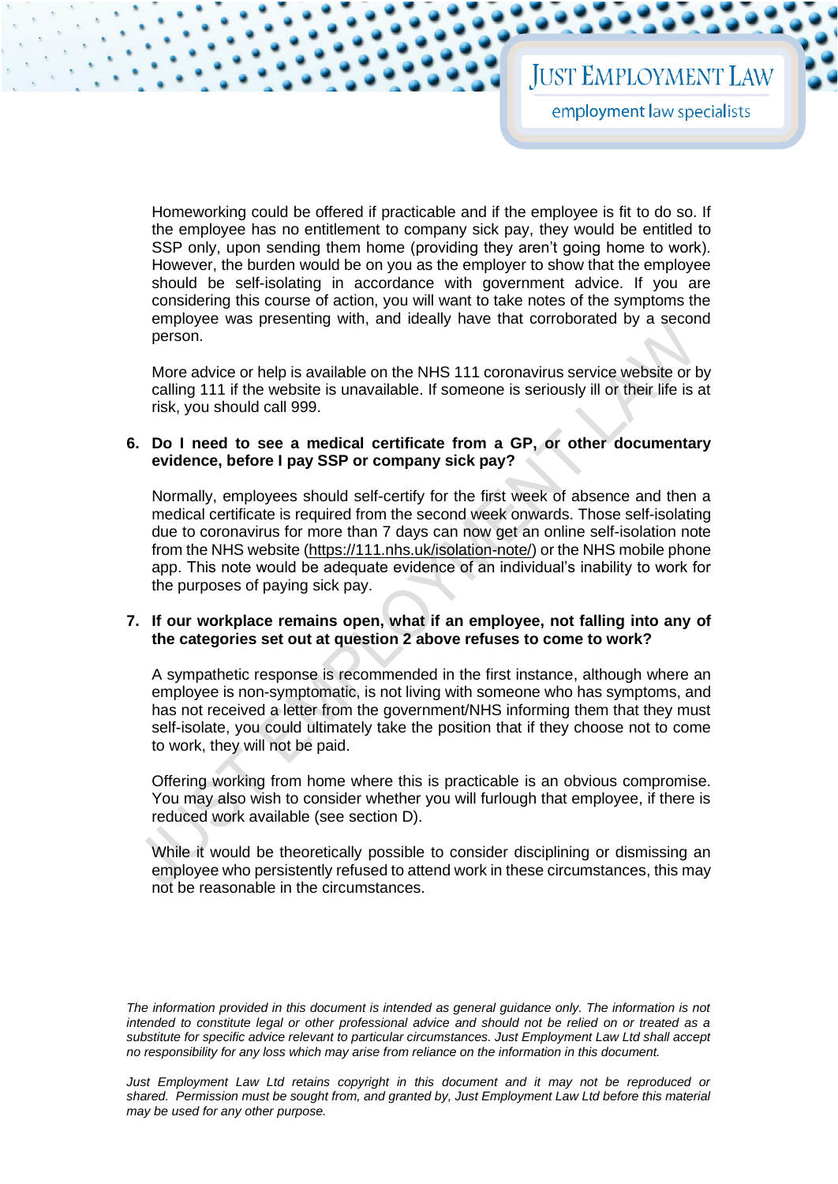Homeworking could be offered if practicable and if the employee is fit to do so. If the employee has no entitlement to company sick pay, they would be entitled to SSP only, upon sending them home (providing they aren't going home to work). However, the burden would be on you as the employer to show that the employee should be self-isolating in accordance with government advice. If you are considering this course of action, you will want to take notes of the symptoms the employee was presenting with, and ideally have that corroborated by a second person.

More advice or help is available on the NHS 111 coronavirus service website or by calling 111 if the website is unavailable. If someone is seriously ill or their life is at risk, you should call 999.

6. **Do I need to see a medical certificate from a GP, or other documentary evidence, before I pay SSP or company sick pay?**

   Normally, employees should self-certify for the first week of absence and then a medical certificate is required from the second week onwards. Those self-isolating due to coronavirus for more than 7 days can now get an online self-isolation note from the NHS website (https://111.nhs.uk/isolation-note/) or the NHS mobile phone app. This note would be adequate evidence of an individual's inability to work for the purposes of paying sick pay.

7. **If our workplace remains open, what if an employee, not falling into any of the categories set out at question 2 above refuses to come to work?**

   A sympathetic response is recommended in the first instance, although where an employee is non-symptomatic, is not living with someone who has symptoms, and has not received a letter from the government/NHS informing them that they must self-isolate, you could ultimately take the position that if they choose not to come to work, they will not be paid.

   Offering working from home where this is practicable is an obvious compromise. You may also wish to consider whether you will furlough that employee, if there is reduced work available (see section D).

   While it would be theoretically possible to consider disciplining or dismissing an employee who persistently refused to attend work in these circumstances, this may not be reasonable in the circumstances.

*The information provided in this document is intended as general guidance only. The information is not intended to constitute legal or other professional advice and should not be relied on or treated as a substitute for specific advice relevant to particular circumstances. Just Employment Law Ltd shall accept no responsibility for any loss which may arise from reliance on the information in this document.*

*Just Employment Law Ltd retains copyright in this document and it may not be reproduced or shared. Permission must be sought from, and granted by, Just Employment Law Ltd before this material may be used for any other purpose.*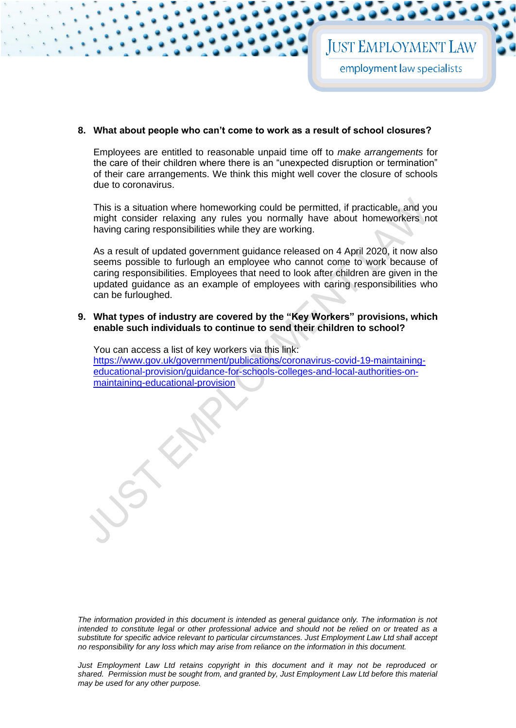8. **What about people who can't come to work as a result of school closures?**

   Employees are entitled to reasonable unpaid time off to *make arrangements* for the care of their children where there is an "unexpected disruption or termination" of their care arrangements. We think this might well cover the closure of schools due to coronavirus.

   This is a situation where homeworking could be permitted, if practicable, and you might consider relaxing any rules you normally have about homeworkers not having caring responsibilities while they are working.

   As a result of updated government guidance released on 4 April 2020, it now also seems possible to furlough an employee who cannot come to work because of caring responsibilities. Employees that need to look after children are given in the updated guidance as an example of employees with caring responsibilities who can be furloughed.

9. **What types of industry are covered by the "Key Workers" provisions, which enable such individuals to continue to send their children to school?**

   You can access a list of key workers via this link:
   [https://www.gov.uk/government/publications/coronavirus-covid-19-maintaining-educational-provision/guidance-for-schools-colleges-and-local-authorities-on-maintaining-educational-provision](https://www.gov.uk/government/publications/coronavirus-covid-19-maintaining-educational-provision/guidance-for-schools-colleges-and-local-authorities-on-maintaining-educational-provision)

*The information provided in this document is intended as general guidance only. The information is not intended to constitute legal or other professional advice and should not be relied on or treated as a substitute for specific advice relevant to particular circumstances. Just Employment Law Ltd shall accept no responsibility for any loss which may arise from reliance on the information in this document.*

*Just Employment Law Ltd retains copyright in this document and it may not be reproduced or shared. Permission must be sought from, and granted by, Just Employment Law Ltd before this material may be used for any other purpose.*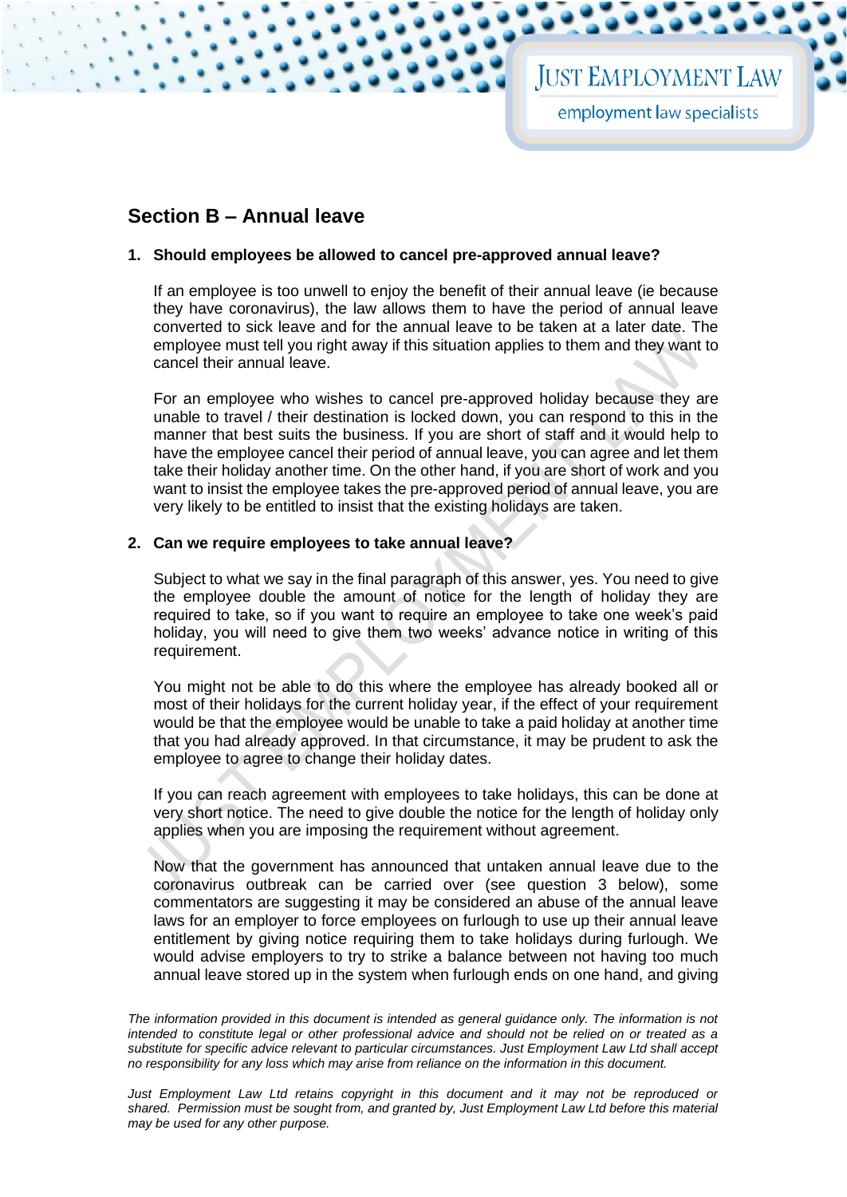## Section B – Annual leave

### 1. Should employees be allowed to cancel pre-approved annual leave?

If an employee is too unwell to enjoy the benefit of their annual leave (ie because they have coronavirus), the law allows them to have the period of annual leave converted to sick leave and for the annual leave to be taken at a later date. The employee must tell you right away if this situation applies to them and they want to cancel their annual leave.

For an employee who wishes to cancel pre-approved holiday because they are unable to travel / their destination is locked down, you can respond to this in the manner that best suits the business. If you are short of staff and it would help to have the employee cancel their period of annual leave, you can agree and let them take their holiday another time. On the other hand, if you are short of work and you want to insist the employee takes the pre-approved period of annual leave, you are very likely to be entitled to insist that the existing holidays are taken.

### 2. Can we require employees to take annual leave?

Subject to what we say in the final paragraph of this answer, yes. You need to give the employee double the amount of notice for the length of holiday they are required to take, so if you want to require an employee to take one week's paid holiday, you will need to give them two weeks' advance notice in writing of this requirement.

You might not be able to do this where the employee has already booked all or most of their holidays for the current holiday year, if the effect of your requirement would be that the employee would be unable to take a paid holiday at another time that you had already approved. In that circumstance, it may be prudent to ask the employee to agree to change their holiday dates.

If you can reach agreement with employees to take holidays, this can be done at very short notice. The need to give double the notice for the length of holiday only applies when you are imposing the requirement without agreement.

Now that the government has announced that untaken annual leave due to the coronavirus outbreak can be carried over (see question 3 below), some commentators are suggesting it may be considered an abuse of the annual leave laws for an employer to force employees on furlough to use up their annual leave entitlement by giving notice requiring them to take holidays during furlough. We would advise employers to try to strike a balance between not having too much annual leave stored up in the system when furlough ends on one hand, and giving

*The information provided in this document is intended as general guidance only. The information is not intended to constitute legal or other professional advice and should not be relied on or treated as a substitute for specific advice relevant to particular circumstances. Just Employment Law Ltd shall accept no responsibility for any loss which may arise from reliance on the information in this document.*

*Just Employment Law Ltd retains copyright in this document and it may not be reproduced or shared. Permission must be sought from, and granted by, Just Employment Law Ltd before this material may be used for any other purpose.*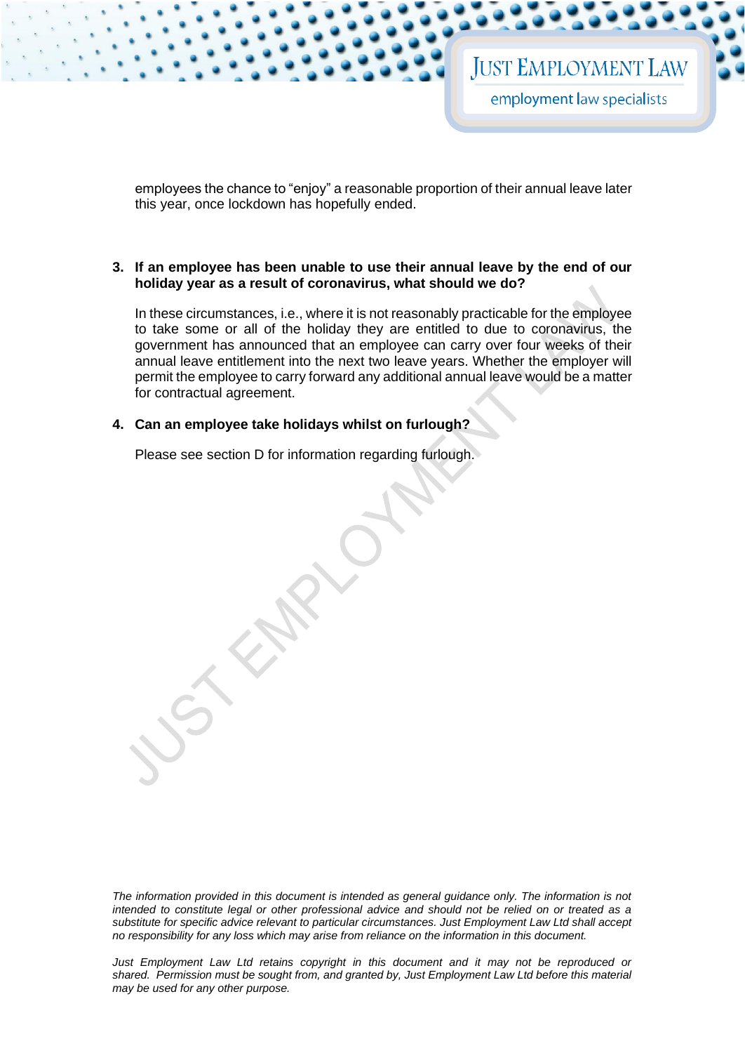employees the chance to "enjoy" a reasonable proportion of their annual leave later this year, once lockdown has hopefully ended.

3. **If an employee has been unable to use their annual leave by the end of our holiday year as a result of coronavirus, what should we do?**

   In these circumstances, i.e., where it is not reasonably practicable for the employee to take some or all of the holiday they are entitled to due to coronavirus, the government has announced that an employee can carry over four weeks of their annual leave entitlement into the next two leave years. Whether the employer will permit the employee to carry forward any additional annual leave would be a matter for contractual agreement.

4. **Can an employee take holidays whilst on furlough?**

   Please see section D for information regarding furlough.

*The information provided in this document is intended as general guidance only. The information is not intended to constitute legal or other professional advice and should not be relied on or treated as a substitute for specific advice relevant to particular circumstances. Just Employment Law Ltd shall accept no responsibility for any loss which may arise from reliance on the information in this document.*

*Just Employment Law Ltd retains copyright in this document and it may not be reproduced or shared. Permission must be sought from, and granted by, Just Employment Law Ltd before this material may be used for any other purpose.*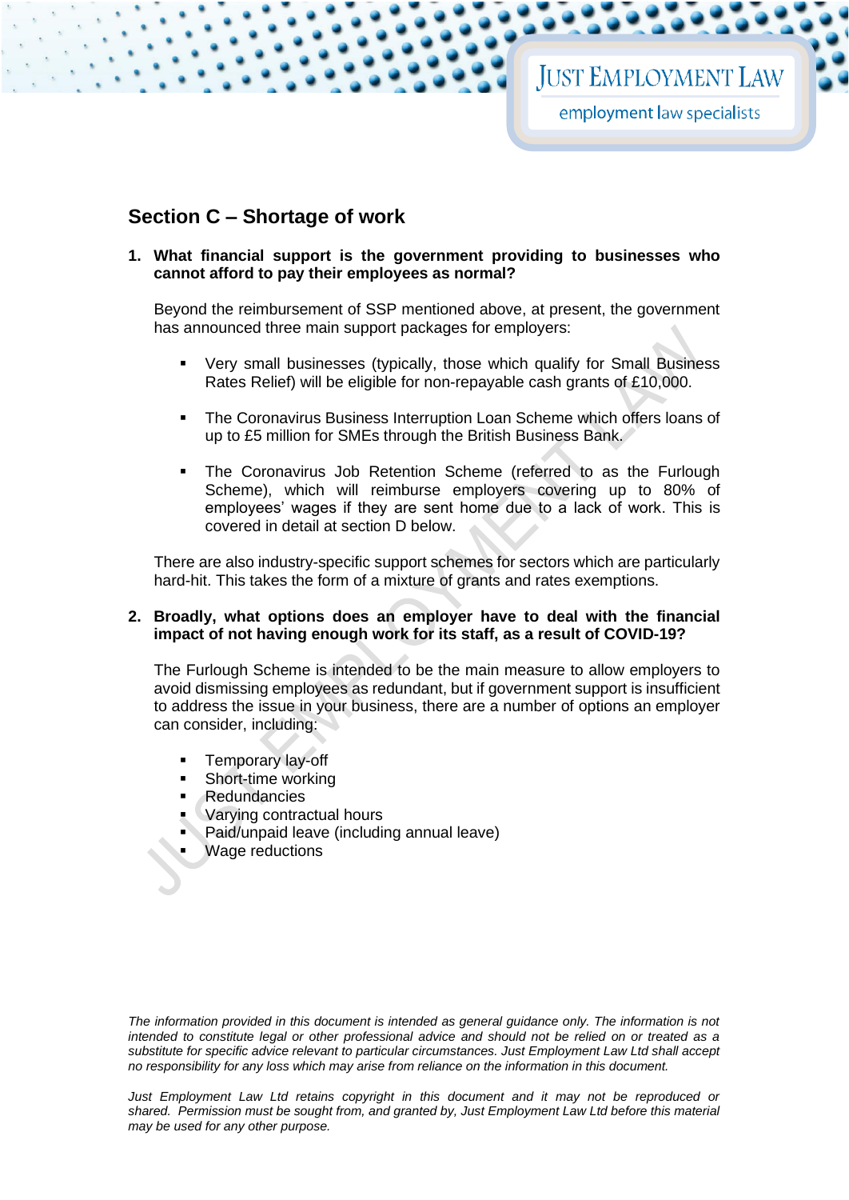## Section C – Shortage of work

1. **What financial support is the government providing to businesses who cannot afford to pay their employees as normal?**

   Beyond the reimbursement of SSP mentioned above, at present, the government has announced three main support packages for employers:

   - Very small businesses (typically, those which qualify for Small Business Rates Relief) will be eligible for non-repayable cash grants of £10,000.
   - The Coronavirus Business Interruption Loan Scheme which offers loans of up to £5 million for SMEs through the British Business Bank.
   - The Coronavirus Job Retention Scheme (referred to as the Furlough Scheme), which will reimburse employers covering up to 80% of employees' wages if they are sent home due to a lack of work. This is covered in detail at section D below.

   There are also industry-specific support schemes for sectors which are particularly hard-hit. This takes the form of a mixture of grants and rates exemptions.

2. **Broadly, what options does an employer have to deal with the financial impact of not having enough work for its staff, as a result of COVID-19?**

   The Furlough Scheme is intended to be the main measure to allow employers to avoid dismissing employees as redundant, but if government support is insufficient to address the issue in your business, there are a number of options an employer can consider, including:

   - Temporary lay-off
   - Short-time working
   - Redundancies
   - Varying contractual hours
   - Paid/unpaid leave (including annual leave)
   - Wage reductions

*The information provided in this document is intended as general guidance only. The information is not intended to constitute legal or other professional advice and should not be relied on or treated as a substitute for specific advice relevant to particular circumstances. Just Employment Law Ltd shall accept no responsibility for any loss which may arise from reliance on the information in this document.*

*Just Employment Law Ltd retains copyright in this document and it may not be reproduced or shared. Permission must be sought from, and granted by, Just Employment Law Ltd before this material may be used for any other purpose.*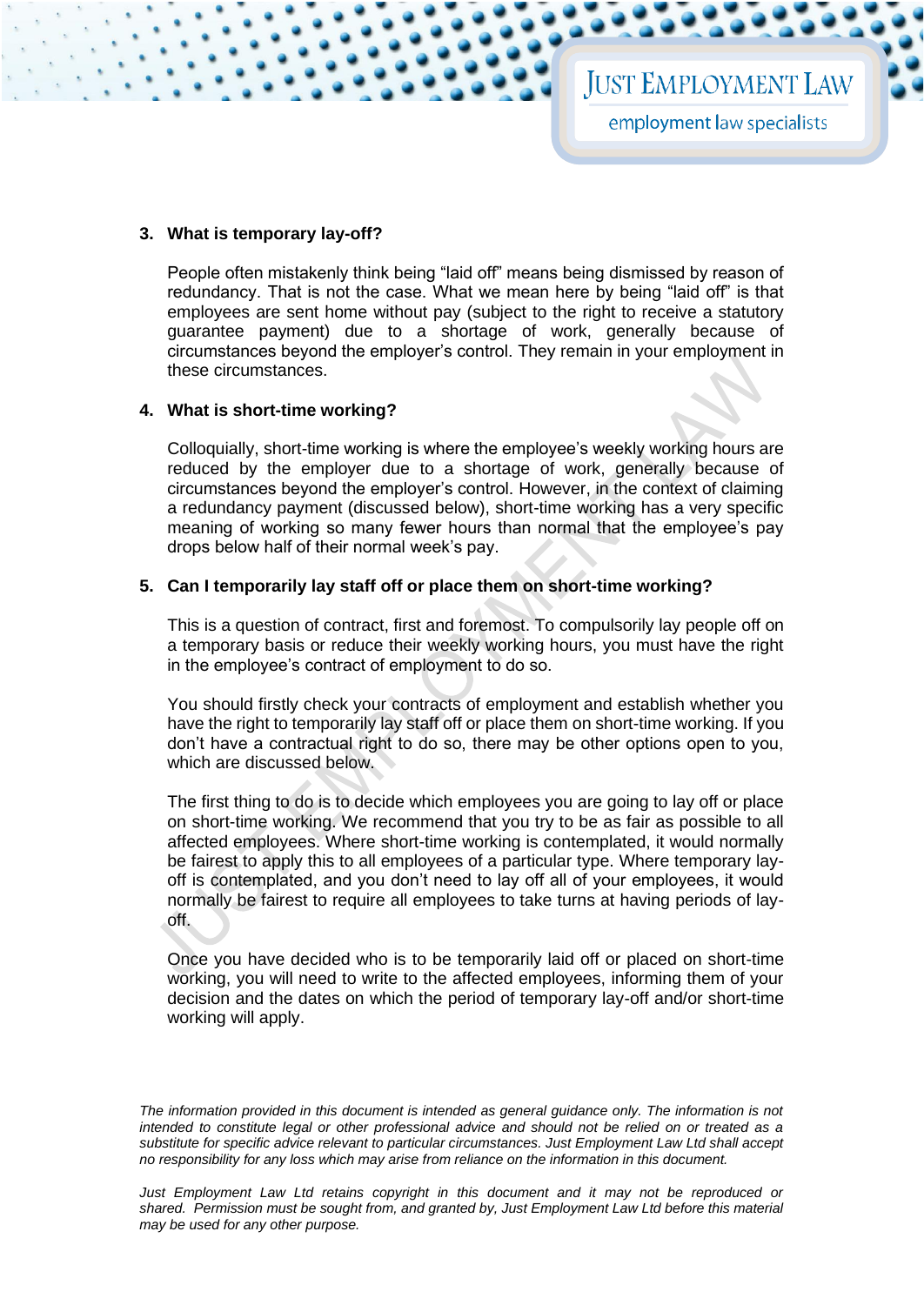## 3. What is temporary lay-off?

People often mistakenly think being "laid off" means being dismissed by reason of redundancy. That is not the case. What we mean here by being "laid off" is that employees are sent home without pay (subject to the right to receive a statutory guarantee payment) due to a shortage of work, generally because of circumstances beyond the employer's control. They remain in your employment in these circumstances.

## 4. What is short-time working?

Colloquially, short-time working is where the employee's weekly working hours are reduced by the employer due to a shortage of work, generally because of circumstances beyond the employer's control. However, in the context of claiming a redundancy payment (discussed below), short-time working has a very specific meaning of working so many fewer hours than normal that the employee's pay drops below half of their normal week's pay.

## 5. Can I temporarily lay staff off or place them on short-time working?

This is a question of contract, first and foremost. To compulsorily lay people off on a temporary basis or reduce their weekly working hours, you must have the right in the employee's contract of employment to do so.

You should firstly check your contracts of employment and establish whether you have the right to temporarily lay staff off or place them on short-time working. If you don't have a contractual right to do so, there may be other options open to you, which are discussed below.

The first thing to do is to decide which employees you are going to lay off or place on short-time working. We recommend that you try to be as fair as possible to all affected employees. Where short-time working is contemplated, it would normally be fairest to apply this to all employees of a particular type. Where temporary lay-off is contemplated, and you don't need to lay off all of your employees, it would normally be fairest to require all employees to take turns at having periods of lay-off.

Once you have decided who is to be temporarily laid off or placed on short-time working, you will need to write to the affected employees, informing them of your decision and the dates on which the period of temporary lay-off and/or short-time working will apply.

*The information provided in this document is intended as general guidance only. The information is not intended to constitute legal or other professional advice and should not be relied on or treated as a substitute for specific advice relevant to particular circumstances. Just Employment Law Ltd shall accept no responsibility for any loss which may arise from reliance on the information in this document.*

*Just Employment Law Ltd retains copyright in this document and it may not be reproduced or shared. Permission must be sought from, and granted by, Just Employment Law Ltd before this material may be used for any other purpose.*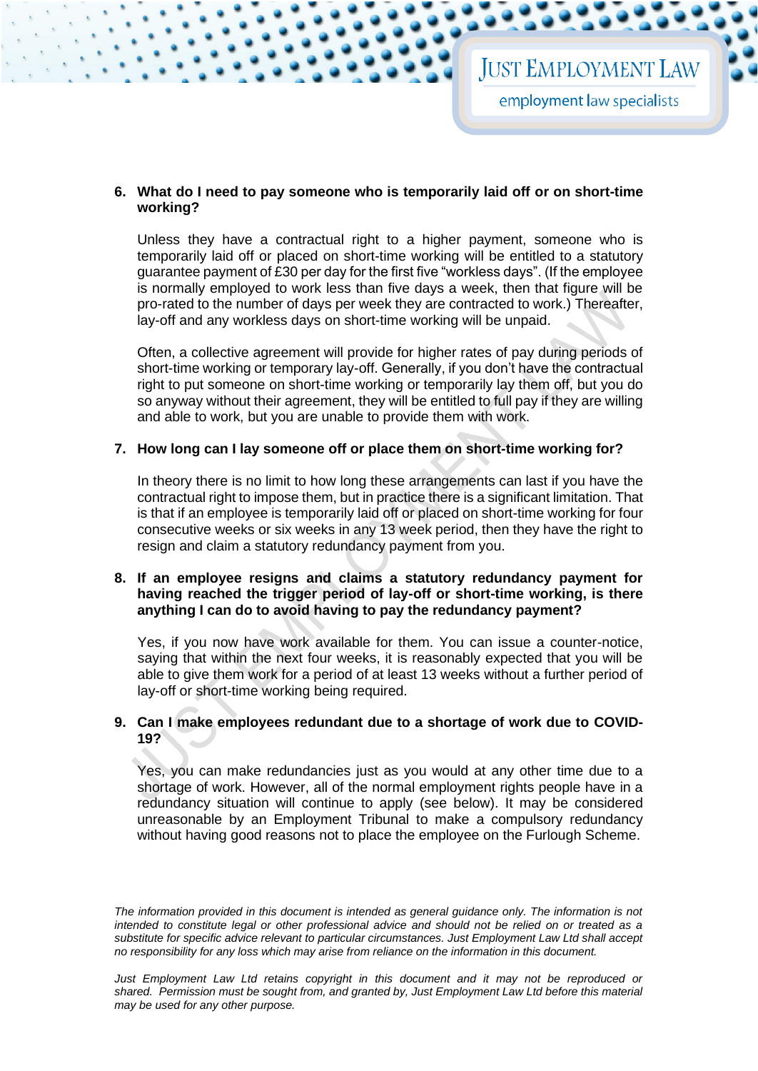6. **What do I need to pay someone who is temporarily laid off or on short-time working?**

   Unless they have a contractual right to a higher payment, someone who is temporarily laid off or placed on short-time working will be entitled to a statutory guarantee payment of £30 per day for the first five "workless days". (If the employee is normally employed to work less than five days a week, then that figure will be pro-rated to the number of days per week they are contracted to work.) Thereafter, lay-off and any workless days on short-time working will be unpaid.

   Often, a collective agreement will provide for higher rates of pay during periods of short-time working or temporary lay-off. Generally, if you don't have the contractual right to put someone on short-time working or temporarily lay them off, but you do so anyway without their agreement, they will be entitled to full pay if they are willing and able to work, but you are unable to provide them with work.

7. **How long can I lay someone off or place them on short-time working for?**

   In theory there is no limit to how long these arrangements can last if you have the contractual right to impose them, but in practice there is a significant limitation. That is that if an employee is temporarily laid off or placed on short-time working for four consecutive weeks or six weeks in any 13 week period, then they have the right to resign and claim a statutory redundancy payment from you.

8. **If an employee resigns and claims a statutory redundancy payment for having reached the trigger period of lay-off or short-time working, is there anything I can do to avoid having to pay the redundancy payment?**

   Yes, if you now have work available for them. You can issue a counter-notice, saying that within the next four weeks, it is reasonably expected that you will be able to give them work for a period of at least 13 weeks without a further period of lay-off or short-time working being required.

9. **Can I make employees redundant due to a shortage of work due to COVID-19?**

   Yes, you can make redundancies just as you would at any other time due to a shortage of work. However, all of the normal employment rights people have in a redundancy situation will continue to apply (see below). It may be considered unreasonable by an Employment Tribunal to make a compulsory redundancy without having good reasons not to place the employee on the Furlough Scheme.

*The information provided in this document is intended as general guidance only. The information is not intended to constitute legal or other professional advice and should not be relied on or treated as a substitute for specific advice relevant to particular circumstances. Just Employment Law Ltd shall accept no responsibility for any loss which may arise from reliance on the information in this document.*

*Just Employment Law Ltd retains copyright in this document and it may not be reproduced or shared. Permission must be sought from, and granted by, Just Employment Law Ltd before this material may be used for any other purpose.*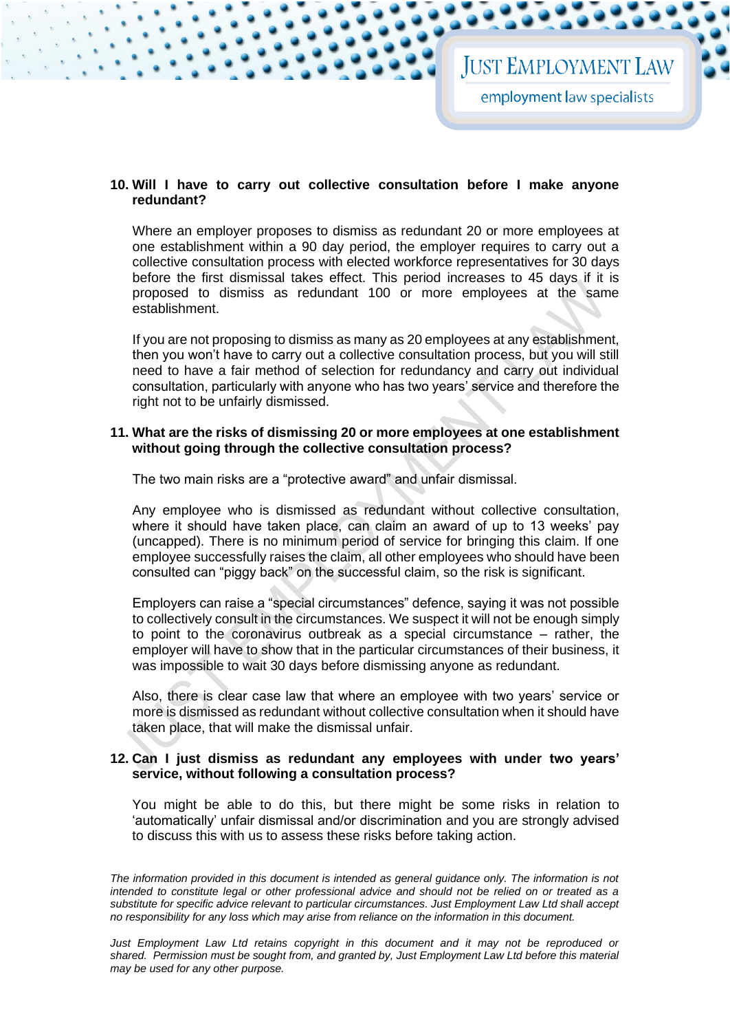**10. Will I have to carry out collective consultation before I make anyone redundant?**

Where an employer proposes to dismiss as redundant 20 or more employees at one establishment within a 90 day period, the employer requires to carry out a collective consultation process with elected workforce representatives for 30 days before the first dismissal takes effect. This period increases to 45 days if it is proposed to dismiss as redundant 100 or more employees at the same establishment.

If you are not proposing to dismiss as many as 20 employees at any establishment, then you won't have to carry out a collective consultation process, but you will still need to have a fair method of selection for redundancy and carry out individual consultation, particularly with anyone who has two years' service and therefore the right not to be unfairly dismissed.

**11. What are the risks of dismissing 20 or more employees at one establishment without going through the collective consultation process?**

The two main risks are a "protective award" and unfair dismissal.

Any employee who is dismissed as redundant without collective consultation, where it should have taken place, can claim an award of up to 13 weeks' pay (uncapped). There is no minimum period of service for bringing this claim. If one employee successfully raises the claim, all other employees who should have been consulted can "piggy back" on the successful claim, so the risk is significant.

Employers can raise a "special circumstances" defence, saying it was not possible to collectively consult in the circumstances. We suspect it will not be enough simply to point to the coronavirus outbreak as a special circumstance – rather, the employer will have to show that in the particular circumstances of their business, it was impossible to wait 30 days before dismissing anyone as redundant.

Also, there is clear case law that where an employee with two years' service or more is dismissed as redundant without collective consultation when it should have taken place, that will make the dismissal unfair.

**12. Can I just dismiss as redundant any employees with under two years' service, without following a consultation process?**

You might be able to do this, but there might be some risks in relation to 'automatically' unfair dismissal and/or discrimination and you are strongly advised to discuss this with us to assess these risks before taking action.

*The information provided in this document is intended as general guidance only. The information is not intended to constitute legal or other professional advice and should not be relied on or treated as a substitute for specific advice relevant to particular circumstances. Just Employment Law Ltd shall accept no responsibility for any loss which may arise from reliance on the information in this document.*

*Just Employment Law Ltd retains copyright in this document and it may not be reproduced or shared. Permission must be sought from, and granted by, Just Employment Law Ltd before this material may be used for any other purpose.*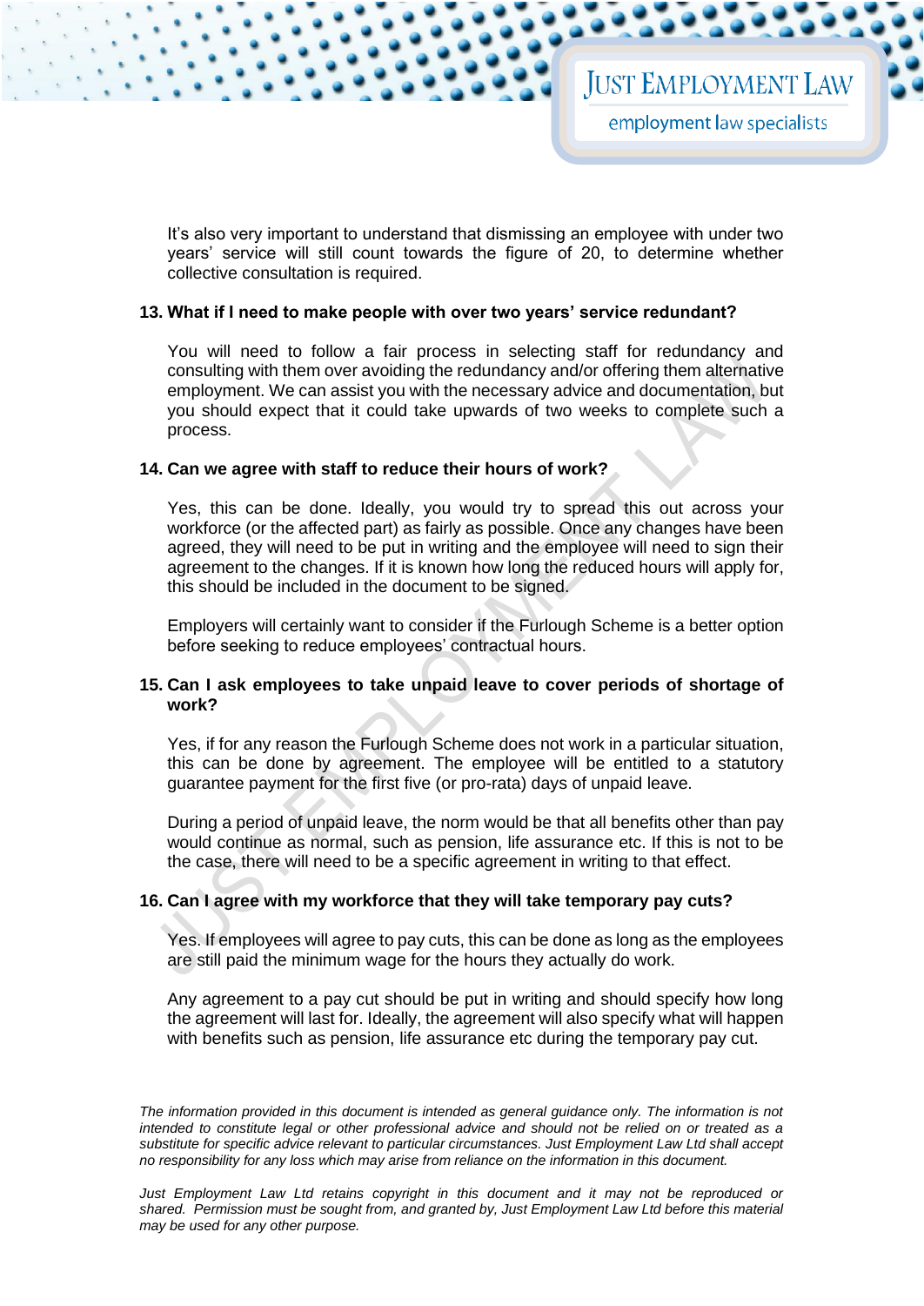It's also very important to understand that dismissing an employee with under two years' service will still count towards the figure of 20, to determine whether collective consultation is required.

**13. What if I need to make people with over two years' service redundant?**

You will need to follow a fair process in selecting staff for redundancy and consulting with them over avoiding the redundancy and/or offering them alternative employment. We can assist you with the necessary advice and documentation, but you should expect that it could take upwards of two weeks to complete such a process.

**14. Can we agree with staff to reduce their hours of work?**

Yes, this can be done. Ideally, you would try to spread this out across your workforce (or the affected part) as fairly as possible. Once any changes have been agreed, they will need to be put in writing and the employee will need to sign their agreement to the changes. If it is known how long the reduced hours will apply for, this should be included in the document to be signed.

Employers will certainly want to consider if the Furlough Scheme is a better option before seeking to reduce employees' contractual hours.

**15. Can I ask employees to take unpaid leave to cover periods of shortage of work?**

Yes, if for any reason the Furlough Scheme does not work in a particular situation, this can be done by agreement. The employee will be entitled to a statutory guarantee payment for the first five (or pro-rata) days of unpaid leave.

During a period of unpaid leave, the norm would be that all benefits other than pay would continue as normal, such as pension, life assurance etc. If this is not to be the case, there will need to be a specific agreement in writing to that effect.

**16. Can I agree with my workforce that they will take temporary pay cuts?**

Yes. If employees will agree to pay cuts, this can be done as long as the employees are still paid the minimum wage for the hours they actually do work.

Any agreement to a pay cut should be put in writing and should specify how long the agreement will last for. Ideally, the agreement will also specify what will happen with benefits such as pension, life assurance etc during the temporary pay cut.

*The information provided in this document is intended as general guidance only. The information is not intended to constitute legal or other professional advice and should not be relied on or treated as a substitute for specific advice relevant to particular circumstances. Just Employment Law Ltd shall accept no responsibility for any loss which may arise from reliance on the information in this document.*

*Just Employment Law Ltd retains copyright in this document and it may not be reproduced or shared. Permission must be sought from, and granted by, Just Employment Law Ltd before this material may be used for any other purpose.*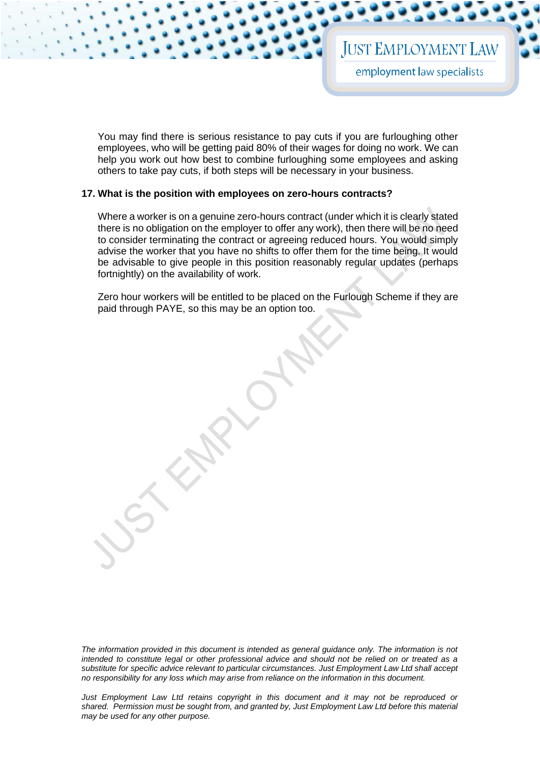You may find there is serious resistance to pay cuts if you are furloughing other employees, who will be getting paid 80% of their wages for doing no work. We can help you work out how best to combine furloughing some employees and asking others to take pay cuts, if both steps will be necessary in your business.

**17. What is the position with employees on zero-hours contracts?**

Where a worker is on a genuine zero-hours contract (under which it is clearly stated there is no obligation on the employer to offer any work), then there will be no need to consider terminating the contract or agreeing reduced hours. You would simply advise the worker that you have no shifts to offer them for the time being. It would be advisable to give people in this position reasonably regular updates (perhaps fortnightly) on the availability of work.

Zero hour workers will be entitled to be placed on the Furlough Scheme if they are paid through PAYE, so this may be an option too.

*The information provided in this document is intended as general guidance only. The information is not intended to constitute legal or other professional advice and should not be relied on or treated as a substitute for specific advice relevant to particular circumstances. Just Employment Law Ltd shall accept no responsibility for any loss which may arise from reliance on the information in this document.*

*Just Employment Law Ltd retains copyright in this document and it may not be reproduced or shared. Permission must be sought from, and granted by, Just Employment Law Ltd before this material may be used for any other purpose.*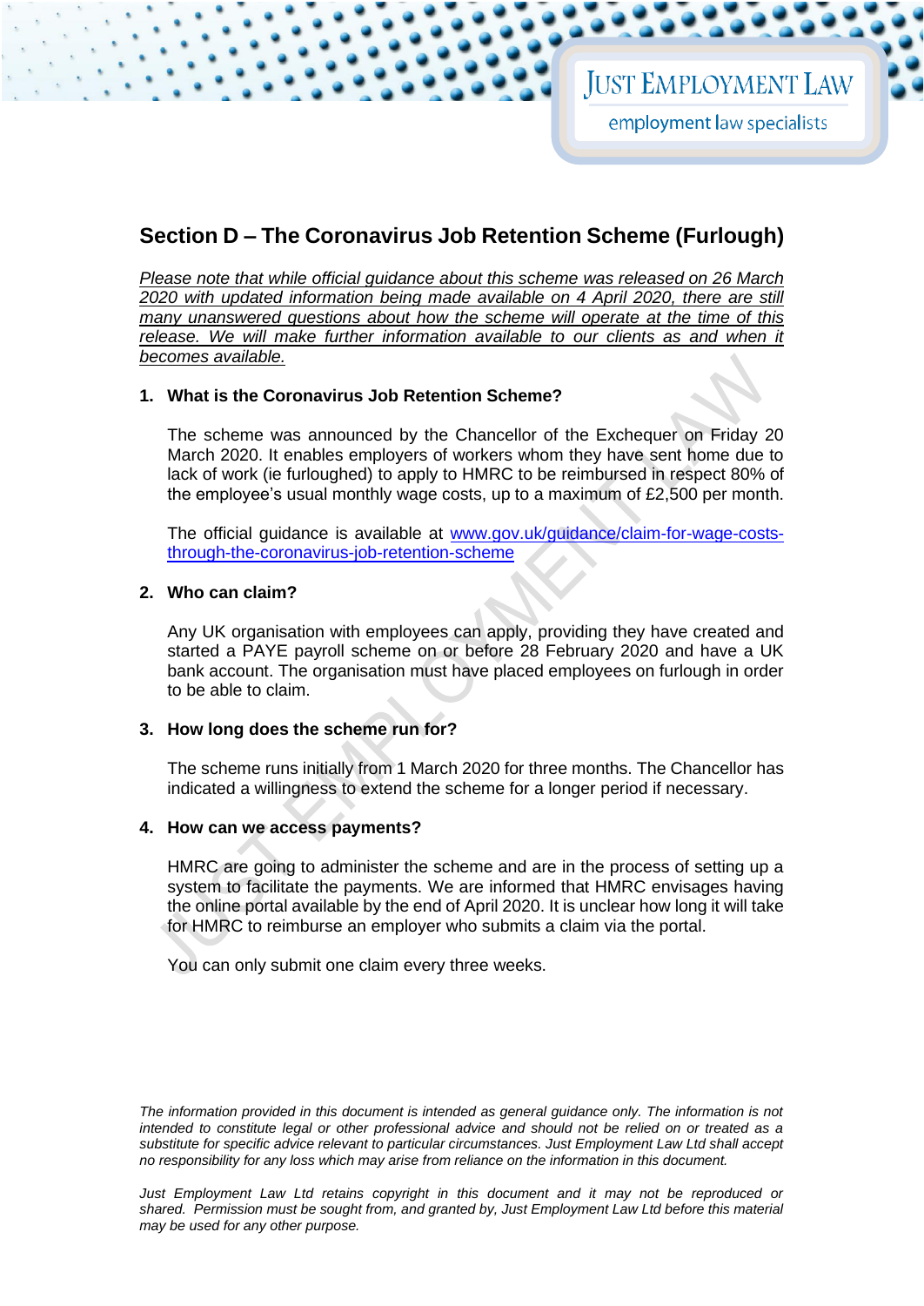## Section D – The Coronavirus Job Retention Scheme (Furlough)

*Please note that while official guidance about this scheme was released on 26 March 2020 with updated information being made available on 4 April 2020, there are still many unanswered questions about how the scheme will operate at the time of this release. We will make further information available to our clients as and when it becomes available.*

### 1. What is the Coronavirus Job Retention Scheme?

The scheme was announced by the Chancellor of the Exchequer on Friday 20 March 2020. It enables employers of workers whom they have sent home due to lack of work (ie furloughed) to apply to HMRC to be reimbursed in respect 80% of the employee's usual monthly wage costs, up to a maximum of £2,500 per month.

The official guidance is available at [www.gov.uk/guidance/claim-for-wage-costs-through-the-coronavirus-job-retention-scheme](http://www.gov.uk/guidance/claim-for-wage-costs-through-the-coronavirus-job-retention-scheme)

### 2. Who can claim?

Any UK organisation with employees can apply, providing they have created and started a PAYE payroll scheme on or before 28 February 2020 and have a UK bank account. The organisation must have placed employees on furlough in order to be able to claim.

### 3. How long does the scheme run for?

The scheme runs initially from 1 March 2020 for three months. The Chancellor has indicated a willingness to extend the scheme for a longer period if necessary.

### 4. How can we access payments?

HMRC are going to administer the scheme and are in the process of setting up a system to facilitate the payments. We are informed that HMRC envisages having the online portal available by the end of April 2020. It is unclear how long it will take for HMRC to reimburse an employer who submits a claim via the portal.

You can only submit one claim every three weeks.

*The information provided in this document is intended as general guidance only. The information is not intended to constitute legal or other professional advice and should not be relied on or treated as a substitute for specific advice relevant to particular circumstances. Just Employment Law Ltd shall accept no responsibility for any loss which may arise from reliance on the information in this document.*

*Just Employment Law Ltd retains copyright in this document and it may not be reproduced or shared. Permission must be sought from, and granted by, Just Employment Law Ltd before this material may be used for any other purpose.*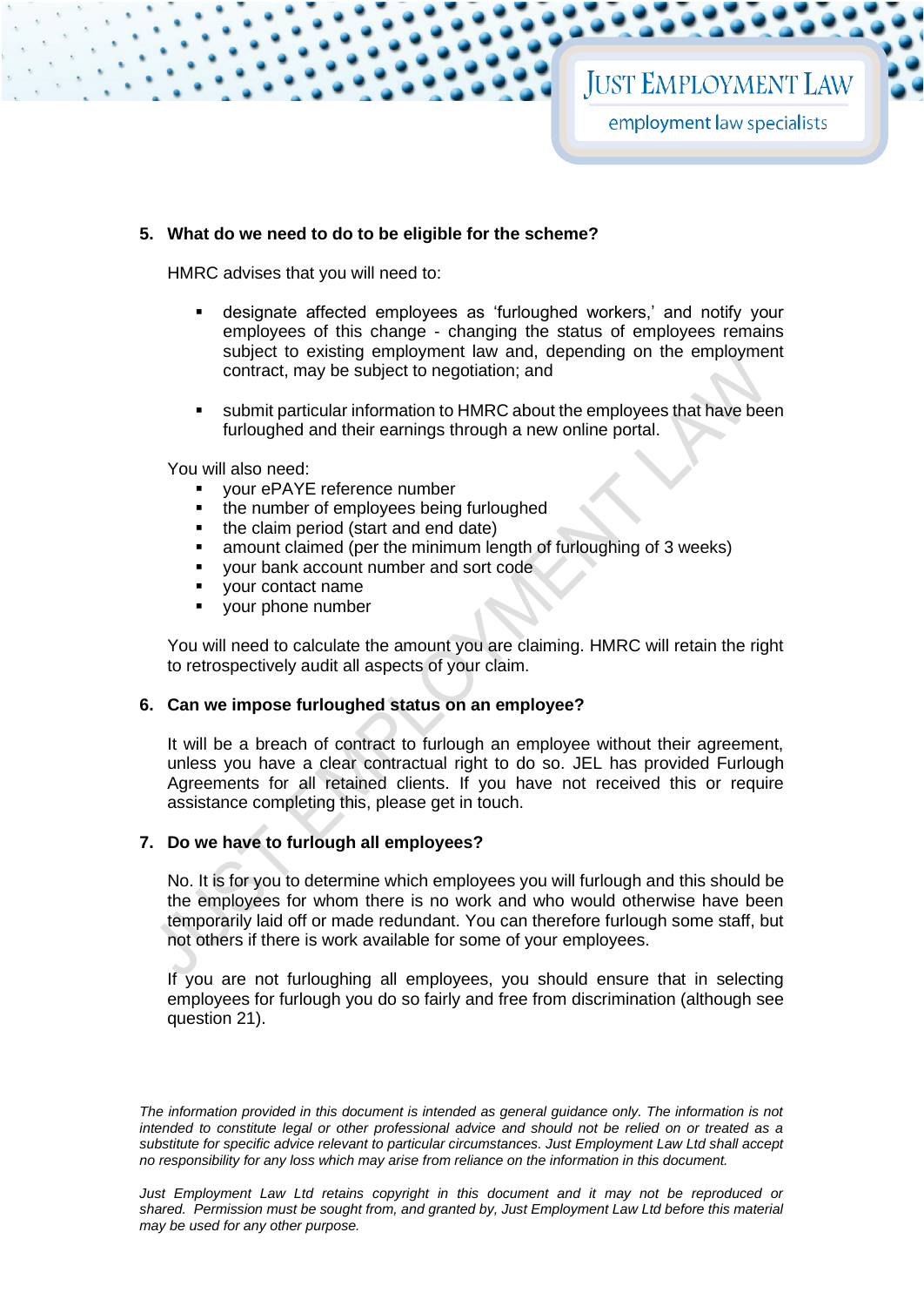## 5. What do we need to do to be eligible for the scheme?

HMRC advises that you will need to:

- designate affected employees as 'furloughed workers,' and notify your employees of this change - changing the status of employees remains subject to existing employment law and, depending on the employment contract, may be subject to negotiation; and
- submit particular information to HMRC about the employees that have been furloughed and their earnings through a new online portal.

You will also need:

- your ePAYE reference number
- the number of employees being furloughed
- the claim period (start and end date)
- amount claimed (per the minimum length of furloughing of 3 weeks)
- your bank account number and sort code
- your contact name
- your phone number

You will need to calculate the amount you are claiming. HMRC will retain the right to retrospectively audit all aspects of your claim.

## 6. Can we impose furloughed status on an employee?

It will be a breach of contract to furlough an employee without their agreement, unless you have a clear contractual right to do so. JEL has provided Furlough Agreements for all retained clients. If you have not received this or require assistance completing this, please get in touch.

## 7. Do we have to furlough all employees?

No. It is for you to determine which employees you will furlough and this should be the employees for whom there is no work and who would otherwise have been temporarily laid off or made redundant. You can therefore furlough some staff, but not others if there is work available for some of your employees.

If you are not furloughing all employees, you should ensure that in selecting employees for furlough you do so fairly and free from discrimination (although see question 21).

*The information provided in this document is intended as general guidance only. The information is not intended to constitute legal or other professional advice and should not be relied on or treated as a substitute for specific advice relevant to particular circumstances. Just Employment Law Ltd shall accept no responsibility for any loss which may arise from reliance on the information in this document.*

*Just Employment Law Ltd retains copyright in this document and it may not be reproduced or shared. Permission must be sought from, and granted by, Just Employment Law Ltd before this material may be used for any other purpose.*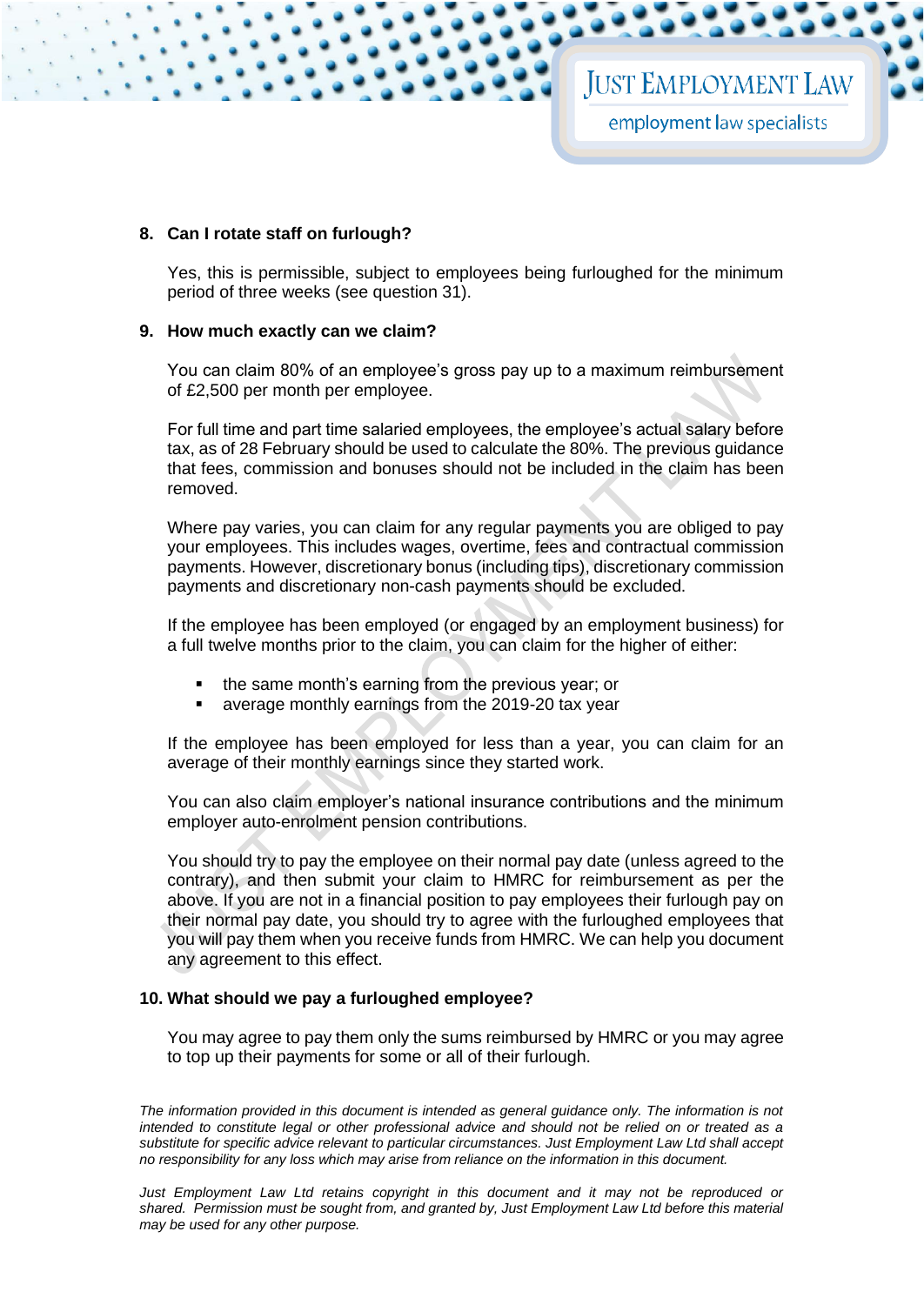**8. Can I rotate staff on furlough?**

Yes, this is permissible, subject to employees being furloughed for the minimum period of three weeks (see question 31).

**9. How much exactly can we claim?**

You can claim 80% of an employee's gross pay up to a maximum reimbursement of £2,500 per month per employee.

For full time and part time salaried employees, the employee's actual salary before tax, as of 28 February should be used to calculate the 80%. The previous guidance that fees, commission and bonuses should not be included in the claim has been removed.

Where pay varies, you can claim for any regular payments you are obliged to pay your employees. This includes wages, overtime, fees and contractual commission payments. However, discretionary bonus (including tips), discretionary commission payments and discretionary non-cash payments should be excluded.

If the employee has been employed (or engaged by an employment business) for a full twelve months prior to the claim, you can claim for the higher of either:

- the same month's earning from the previous year; or
- average monthly earnings from the 2019-20 tax year

If the employee has been employed for less than a year, you can claim for an average of their monthly earnings since they started work.

You can also claim employer's national insurance contributions and the minimum employer auto-enrolment pension contributions.

You should try to pay the employee on their normal pay date (unless agreed to the contrary), and then submit your claim to HMRC for reimbursement as per the above. If you are not in a financial position to pay employees their furlough pay on their normal pay date, you should try to agree with the furloughed employees that you will pay them when you receive funds from HMRC. We can help you document any agreement to this effect.

**10. What should we pay a furloughed employee?**

You may agree to pay them only the sums reimbursed by HMRC or you may agree to top up their payments for some or all of their furlough.

*The information provided in this document is intended as general guidance only. The information is not intended to constitute legal or other professional advice and should not be relied on or treated as a substitute for specific advice relevant to particular circumstances. Just Employment Law Ltd shall accept no responsibility for any loss which may arise from reliance on the information in this document.*

*Just Employment Law Ltd retains copyright in this document and it may not be reproduced or shared. Permission must be sought from, and granted by, Just Employment Law Ltd before this material may be used for any other purpose.*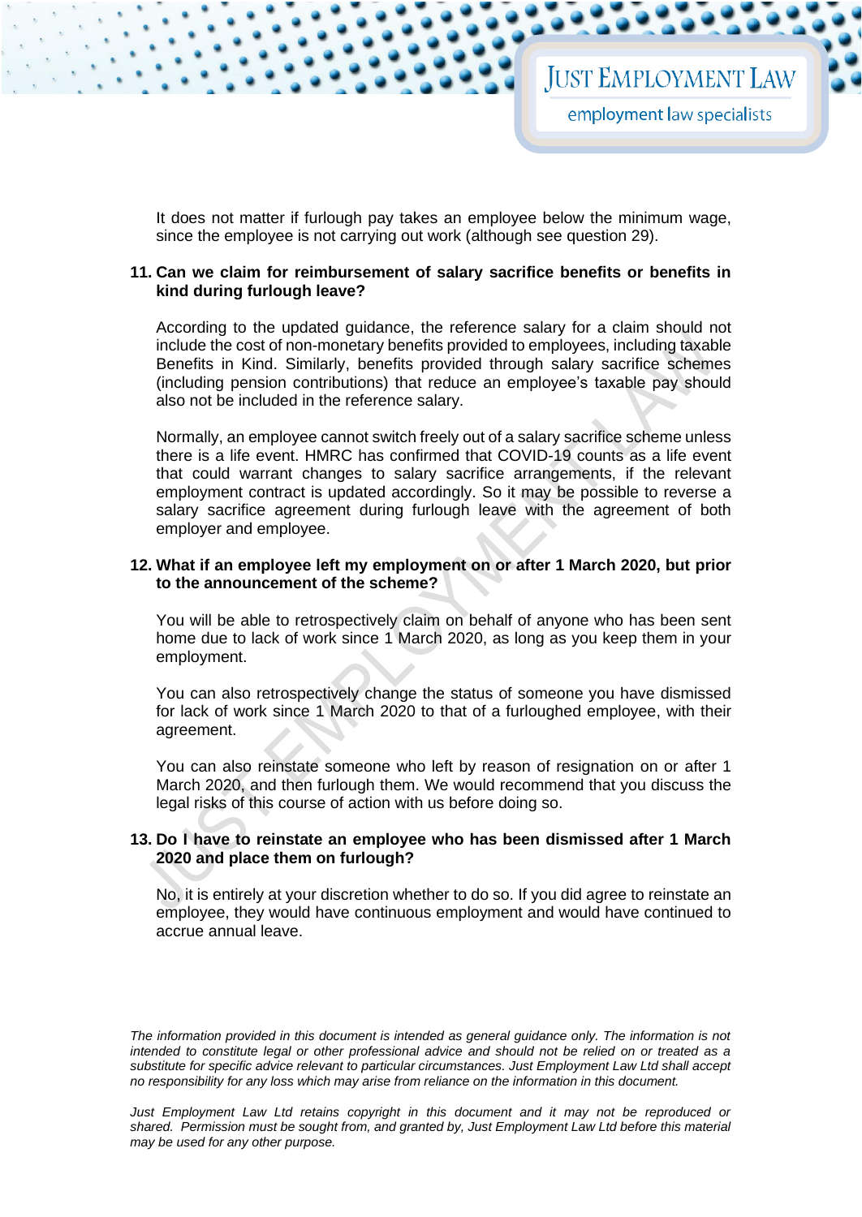It does not matter if furlough pay takes an employee below the minimum wage, since the employee is not carrying out work (although see question 29).

**11. Can we claim for reimbursement of salary sacrifice benefits or benefits in kind during furlough leave?**

According to the updated guidance, the reference salary for a claim should not include the cost of non-monetary benefits provided to employees, including taxable Benefits in Kind. Similarly, benefits provided through salary sacrifice schemes (including pension contributions) that reduce an employee's taxable pay should also not be included in the reference salary.

Normally, an employee cannot switch freely out of a salary sacrifice scheme unless there is a life event. HMRC has confirmed that COVID-19 counts as a life event that could warrant changes to salary sacrifice arrangements, if the relevant employment contract is updated accordingly. So it may be possible to reverse a salary sacrifice agreement during furlough leave with the agreement of both employer and employee.

**12. What if an employee left my employment on or after 1 March 2020, but prior to the announcement of the scheme?**

You will be able to retrospectively claim on behalf of anyone who has been sent home due to lack of work since 1 March 2020, as long as you keep them in your employment.

You can also retrospectively change the status of someone you have dismissed for lack of work since 1 March 2020 to that of a furloughed employee, with their agreement.

You can also reinstate someone who left by reason of resignation on or after 1 March 2020, and then furlough them. We would recommend that you discuss the legal risks of this course of action with us before doing so.

**13. Do I have to reinstate an employee who has been dismissed after 1 March 2020 and place them on furlough?**

No, it is entirely at your discretion whether to do so. If you did agree to reinstate an employee, they would have continuous employment and would have continued to accrue annual leave.

*The information provided in this document is intended as general guidance only. The information is not intended to constitute legal or other professional advice and should not be relied on or treated as a substitute for specific advice relevant to particular circumstances. Just Employment Law Ltd shall accept no responsibility for any loss which may arise from reliance on the information in this document.*

*Just Employment Law Ltd retains copyright in this document and it may not be reproduced or shared. Permission must be sought from, and granted by, Just Employment Law Ltd before this material may be used for any other purpose.*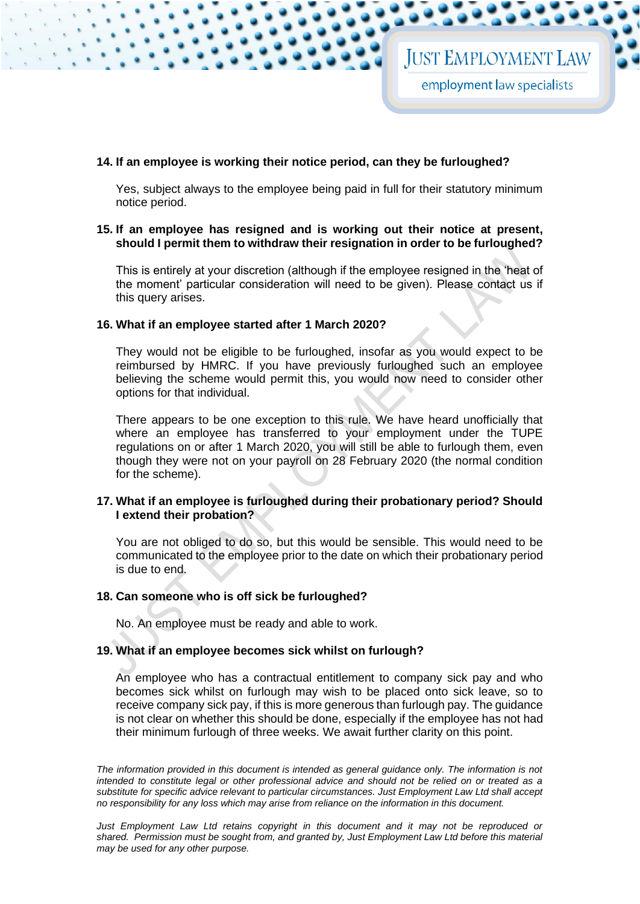**14. If an employee is working their notice period, can they be furloughed?**

Yes, subject always to the employee being paid in full for their statutory minimum notice period.

**15. If an employee has resigned and is working out their notice at present, should I permit them to withdraw their resignation in order to be furloughed?**

This is entirely at your discretion (although if the employee resigned in the 'heat of the moment' particular consideration will need to be given). Please contact us if this query arises.

**16. What if an employee started after 1 March 2020?**

They would not be eligible to be furloughed, insofar as you would expect to be reimbursed by HMRC. If you have previously furloughed such an employee believing the scheme would permit this, you would now need to consider other options for that individual.

There appears to be one exception to this rule. We have heard unofficially that where an employee has transferred to your employment under the TUPE regulations on or after 1 March 2020, you will still be able to furlough them, even though they were not on your payroll on 28 February 2020 (the normal condition for the scheme).

**17. What if an employee is furloughed during their probationary period? Should I extend their probation?**

You are not obliged to do so, but this would be sensible. This would need to be communicated to the employee prior to the date on which their probationary period is due to end.

**18. Can someone who is off sick be furloughed?**

No. An employee must be ready and able to work.

**19. What if an employee becomes sick whilst on furlough?**

An employee who has a contractual entitlement to company sick pay and who becomes sick whilst on furlough may wish to be placed onto sick leave, so to receive company sick pay, if this is more generous than furlough pay. The guidance is not clear on whether this should be done, especially if the employee has not had their minimum furlough of three weeks. We await further clarity on this point.

*The information provided in this document is intended as general guidance only. The information is not intended to constitute legal or other professional advice and should not be relied on or treated as a substitute for specific advice relevant to particular circumstances. Just Employment Law Ltd shall accept no responsibility for any loss which may arise from reliance on the information in this document.*

*Just Employment Law Ltd retains copyright in this document and it may not be reproduced or shared. Permission must be sought from, and granted by, Just Employment Law Ltd before this material may be used for any other purpose.*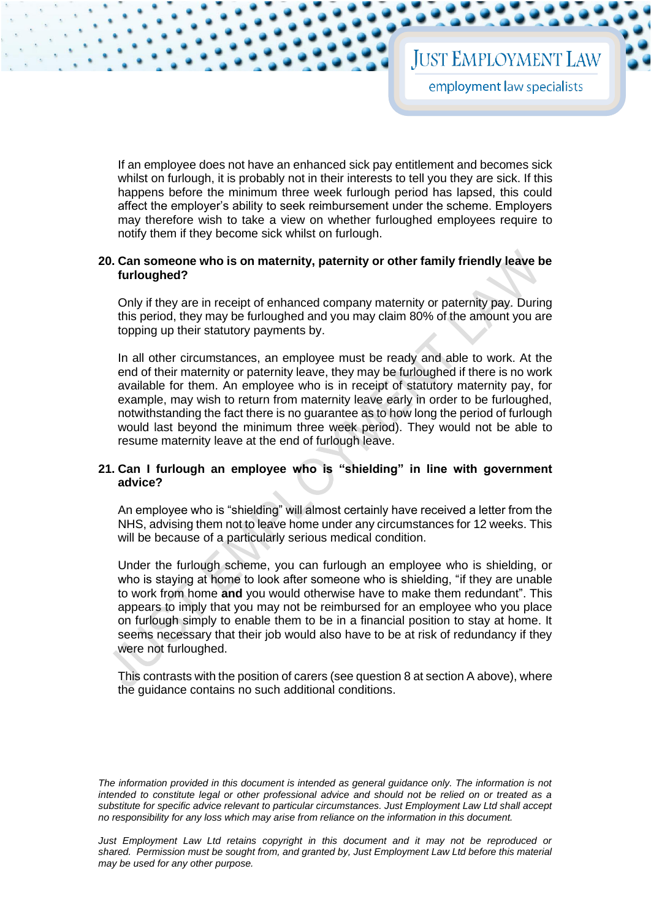If an employee does not have an enhanced sick pay entitlement and becomes sick whilst on furlough, it is probably not in their interests to tell you they are sick. If this happens before the minimum three week furlough period has lapsed, this could affect the employer's ability to seek reimbursement under the scheme. Employers may therefore wish to take a view on whether furloughed employees require to notify them if they become sick whilst on furlough.

**20. Can someone who is on maternity, paternity or other family friendly leave be furloughed?**

Only if they are in receipt of enhanced company maternity or paternity pay. During this period, they may be furloughed and you may claim 80% of the amount you are topping up their statutory payments by.

In all other circumstances, an employee must be ready and able to work. At the end of their maternity or paternity leave, they may be furloughed if there is no work available for them. An employee who is in receipt of statutory maternity pay, for example, may wish to return from maternity leave early in order to be furloughed, notwithstanding the fact there is no guarantee as to how long the period of furlough would last beyond the minimum three week period). They would not be able to resume maternity leave at the end of furlough leave.

**21. Can I furlough an employee who is "shielding" in line with government advice?**

An employee who is "shielding" will almost certainly have received a letter from the NHS, advising them not to leave home under any circumstances for 12 weeks. This will be because of a particularly serious medical condition.

Under the furlough scheme, you can furlough an employee who is shielding, or who is staying at home to look after someone who is shielding, "if they are unable to work from home **and** you would otherwise have to make them redundant". This appears to imply that you may not be reimbursed for an employee who you place on furlough simply to enable them to be in a financial position to stay at home. It seems necessary that their job would also have to be at risk of redundancy if they were not furloughed.

This contrasts with the position of carers (see question 8 at section A above), where the guidance contains no such additional conditions.

*The information provided in this document is intended as general guidance only. The information is not intended to constitute legal or other professional advice and should not be relied on or treated as a substitute for specific advice relevant to particular circumstances. Just Employment Law Ltd shall accept no responsibility for any loss which may arise from reliance on the information in this document.*

*Just Employment Law Ltd retains copyright in this document and it may not be reproduced or shared. Permission must be sought from, and granted by, Just Employment Law Ltd before this material may be used for any other purpose.*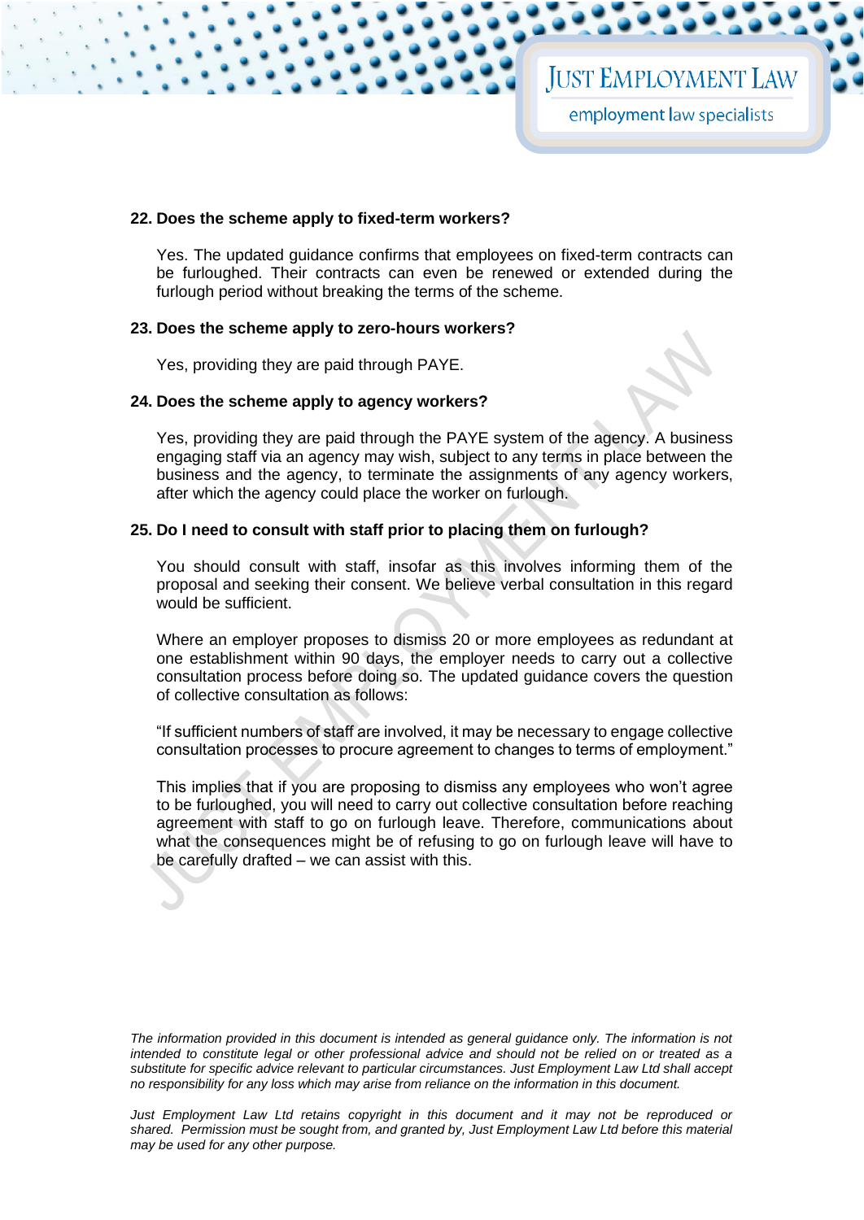**22. Does the scheme apply to fixed-term workers?**

Yes. The updated guidance confirms that employees on fixed-term contracts can be furloughed. Their contracts can even be renewed or extended during the furlough period without breaking the terms of the scheme.

**23. Does the scheme apply to zero-hours workers?**

Yes, providing they are paid through PAYE.

**24. Does the scheme apply to agency workers?**

Yes, providing they are paid through the PAYE system of the agency. A business engaging staff via an agency may wish, subject to any terms in place between the business and the agency, to terminate the assignments of any agency workers, after which the agency could place the worker on furlough.

**25. Do I need to consult with staff prior to placing them on furlough?**

You should consult with staff, insofar as this involves informing them of the proposal and seeking their consent. We believe verbal consultation in this regard would be sufficient.

Where an employer proposes to dismiss 20 or more employees as redundant at one establishment within 90 days, the employer needs to carry out a collective consultation process before doing so. The updated guidance covers the question of collective consultation as follows:

"If sufficient numbers of staff are involved, it may be necessary to engage collective consultation processes to procure agreement to changes to terms of employment."

This implies that if you are proposing to dismiss any employees who won't agree to be furloughed, you will need to carry out collective consultation before reaching agreement with staff to go on furlough leave. Therefore, communications about what the consequences might be of refusing to go on furlough leave will have to be carefully drafted – we can assist with this.

*The information provided in this document is intended as general guidance only. The information is not intended to constitute legal or other professional advice and should not be relied on or treated as a substitute for specific advice relevant to particular circumstances. Just Employment Law Ltd shall accept no responsibility for any loss which may arise from reliance on the information in this document.*

*Just Employment Law Ltd retains copyright in this document and it may not be reproduced or shared. Permission must be sought from, and granted by, Just Employment Law Ltd before this material may be used for any other purpose.*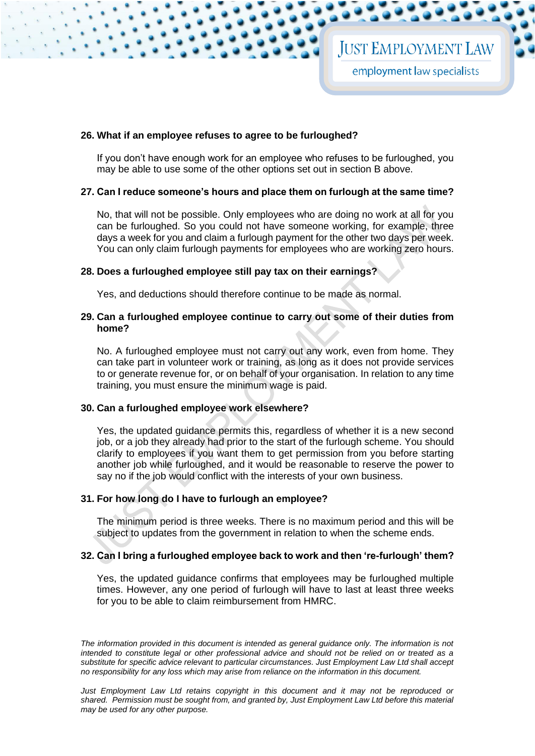**26. What if an employee refuses to agree to be furloughed?**

If you don't have enough work for an employee who refuses to be furloughed, you may be able to use some of the other options set out in section B above.

**27. Can I reduce someone's hours and place them on furlough at the same time?**

No, that will not be possible. Only employees who are doing no work at all for you can be furloughed. So you could not have someone working, for example, three days a week for you and claim a furlough payment for the other two days per week. You can only claim furlough payments for employees who are working zero hours.

**28. Does a furloughed employee still pay tax on their earnings?**

Yes, and deductions should therefore continue to be made as normal.

**29. Can a furloughed employee continue to carry out some of their duties from home?**

No. A furloughed employee must not carry out any work, even from home. They can take part in volunteer work or training, as long as it does not provide services to or generate revenue for, or on behalf of your organisation. In relation to any time training, you must ensure the minimum wage is paid.

**30. Can a furloughed employee work elsewhere?**

Yes, the updated guidance permits this, regardless of whether it is a new second job, or a job they already had prior to the start of the furlough scheme. You should clarify to employees if you want them to get permission from you before starting another job while furloughed, and it would be reasonable to reserve the power to say no if the job would conflict with the interests of your own business.

**31. For how long do I have to furlough an employee?**

The minimum period is three weeks. There is no maximum period and this will be subject to updates from the government in relation to when the scheme ends.

**32. Can I bring a furloughed employee back to work and then 're-furlough' them?**

Yes, the updated guidance confirms that employees may be furloughed multiple times. However, any one period of furlough will have to last at least three weeks for you to be able to claim reimbursement from HMRC.

*The information provided in this document is intended as general guidance only. The information is not intended to constitute legal or other professional advice and should not be relied on or treated as a substitute for specific advice relevant to particular circumstances. Just Employment Law Ltd shall accept no responsibility for any loss which may arise from reliance on the information in this document.*

*Just Employment Law Ltd retains copyright in this document and it may not be reproduced or shared. Permission must be sought from, and granted by, Just Employment Law Ltd before this material may be used for any other purpose.*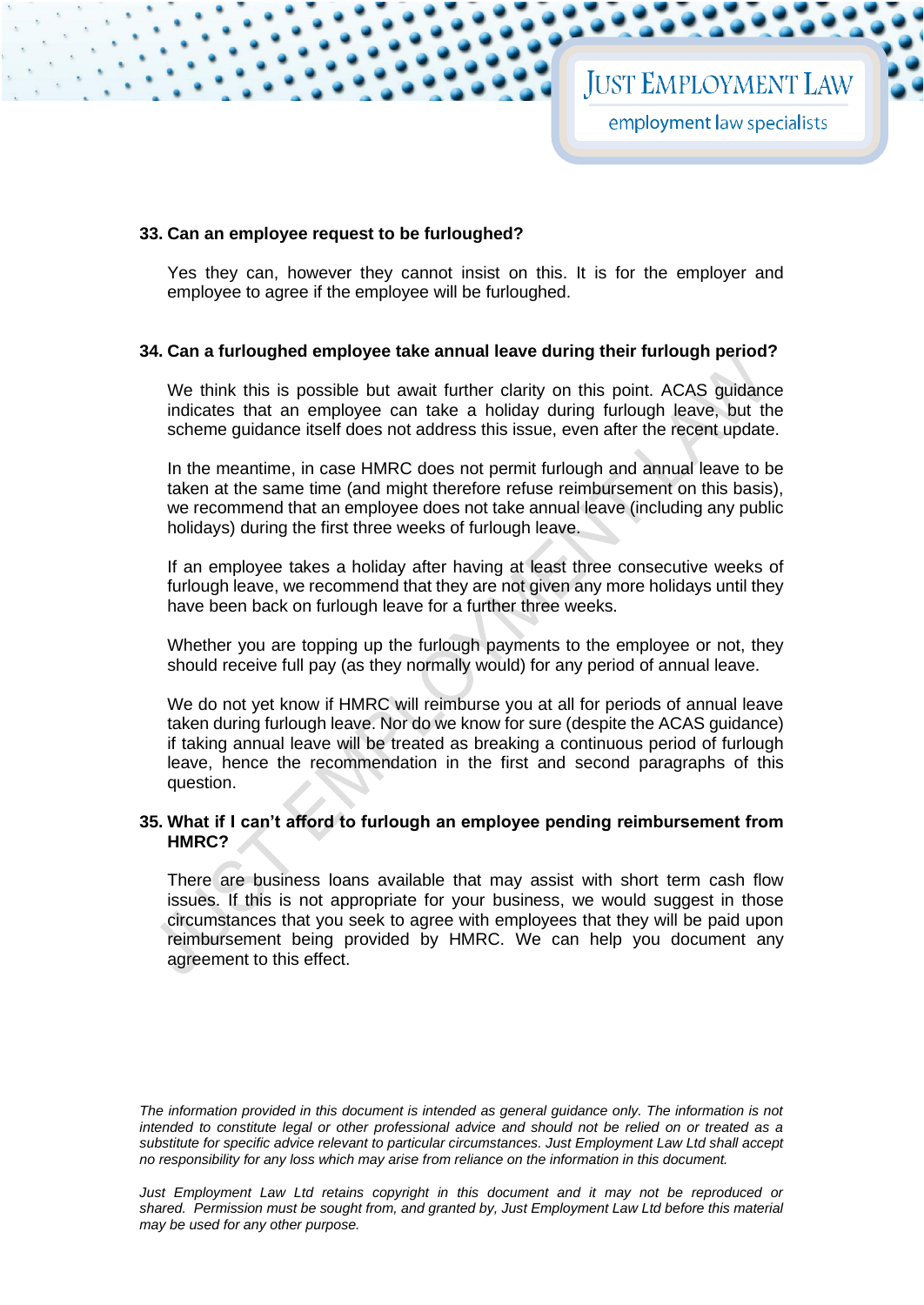### 33. Can an employee request to be furloughed?

Yes they can, however they cannot insist on this. It is for the employer and employee to agree if the employee will be furloughed.

### 34. Can a furloughed employee take annual leave during their furlough period?

We think this is possible but await further clarity on this point. ACAS guidance indicates that an employee can take a holiday during furlough leave, but the scheme guidance itself does not address this issue, even after the recent update.

In the meantime, in case HMRC does not permit furlough and annual leave to be taken at the same time (and might therefore refuse reimbursement on this basis), we recommend that an employee does not take annual leave (including any public holidays) during the first three weeks of furlough leave.

If an employee takes a holiday after having at least three consecutive weeks of furlough leave, we recommend that they are not given any more holidays until they have been back on furlough leave for a further three weeks.

Whether you are topping up the furlough payments to the employee or not, they should receive full pay (as they normally would) for any period of annual leave.

We do not yet know if HMRC will reimburse you at all for periods of annual leave taken during furlough leave. Nor do we know for sure (despite the ACAS guidance) if taking annual leave will be treated as breaking a continuous period of furlough leave, hence the recommendation in the first and second paragraphs of this question.

### 35. What if I can't afford to furlough an employee pending reimbursement from HMRC?

There are business loans available that may assist with short term cash flow issues. If this is not appropriate for your business, we would suggest in those circumstances that you seek to agree with employees that they will be paid upon reimbursement being provided by HMRC. We can help you document any agreement to this effect.

*The information provided in this document is intended as general guidance only. The information is not intended to constitute legal or other professional advice and should not be relied on or treated as a substitute for specific advice relevant to particular circumstances. Just Employment Law Ltd shall accept no responsibility for any loss which may arise from reliance on the information in this document.*

*Just Employment Law Ltd retains copyright in this document and it may not be reproduced or shared. Permission must be sought from, and granted by, Just Employment Law Ltd before this material may be used for any other purpose.*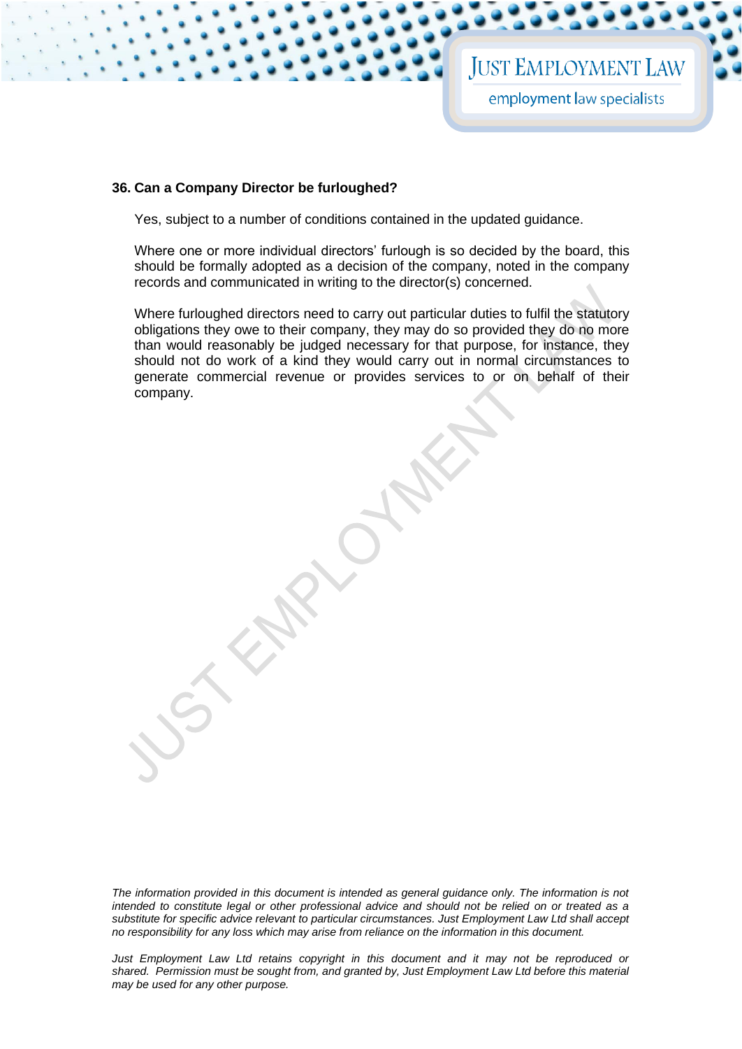**36. Can a Company Director be furloughed?**

Yes, subject to a number of conditions contained in the updated guidance.

Where one or more individual directors' furlough is so decided by the board, this should be formally adopted as a decision of the company, noted in the company records and communicated in writing to the director(s) concerned.

Where furloughed directors need to carry out particular duties to fulfil the statutory obligations they owe to their company, they may do so provided they do no more than would reasonably be judged necessary for that purpose, for instance, they should not do work of a kind they would carry out in normal circumstances to generate commercial revenue or provides services to or on behalf of their company.

*The information provided in this document is intended as general guidance only. The information is not intended to constitute legal or other professional advice and should not be relied on or treated as a substitute for specific advice relevant to particular circumstances. Just Employment Law Ltd shall accept no responsibility for any loss which may arise from reliance on the information in this document.*

*Just Employment Law Ltd retains copyright in this document and it may not be reproduced or shared. Permission must be sought from, and granted by, Just Employment Law Ltd before this material may be used for any other purpose.*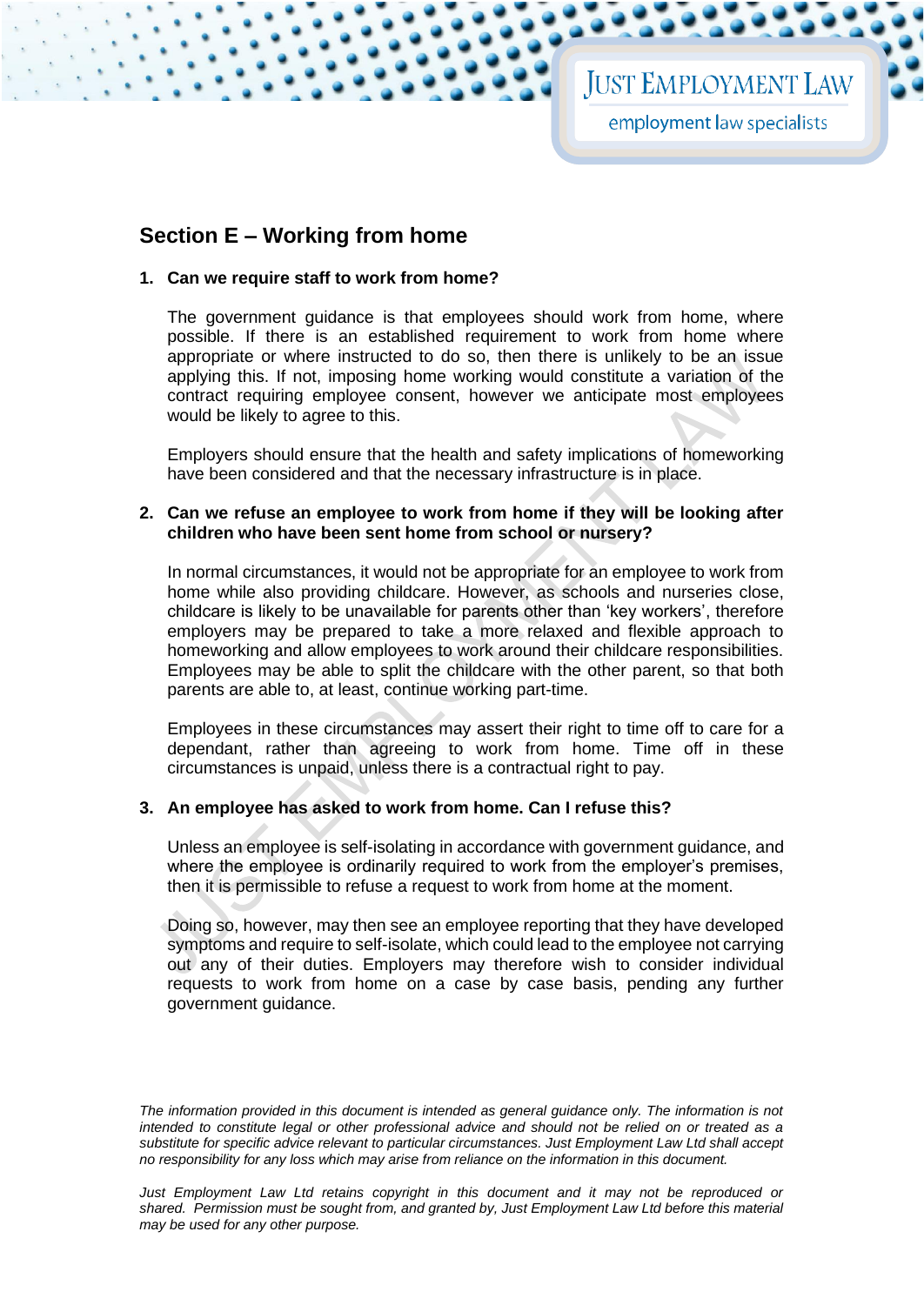## Section E – Working from home

1. **Can we require staff to work from home?**

   The government guidance is that employees should work from home, where possible. If there is an established requirement to work from home where appropriate or where instructed to do so, then there is unlikely to be an issue applying this. If not, imposing home working would constitute a variation of the contract requiring employee consent, however we anticipate most employees would be likely to agree to this.

   Employers should ensure that the health and safety implications of homeworking have been considered and that the necessary infrastructure is in place.

2. **Can we refuse an employee to work from home if they will be looking after children who have been sent home from school or nursery?**

   In normal circumstances, it would not be appropriate for an employee to work from home while also providing childcare. However, as schools and nurseries close, childcare is likely to be unavailable for parents other than 'key workers', therefore employers may be prepared to take a more relaxed and flexible approach to homeworking and allow employees to work around their childcare responsibilities. Employees may be able to split the childcare with the other parent, so that both parents are able to, at least, continue working part-time.

   Employees in these circumstances may assert their right to time off to care for a dependant, rather than agreeing to work from home. Time off in these circumstances is unpaid, unless there is a contractual right to pay.

3. **An employee has asked to work from home. Can I refuse this?**

   Unless an employee is self-isolating in accordance with government guidance, and where the employee is ordinarily required to work from the employer's premises, then it is permissible to refuse a request to work from home at the moment.

   Doing so, however, may then see an employee reporting that they have developed symptoms and require to self-isolate, which could lead to the employee not carrying out any of their duties. Employers may therefore wish to consider individual requests to work from home on a case by case basis, pending any further government guidance.

*The information provided in this document is intended as general guidance only. The information is not intended to constitute legal or other professional advice and should not be relied on or treated as a substitute for specific advice relevant to particular circumstances. Just Employment Law Ltd shall accept no responsibility for any loss which may arise from reliance on the information in this document.*

*Just Employment Law Ltd retains copyright in this document and it may not be reproduced or shared. Permission must be sought from, and granted by, Just Employment Law Ltd before this material may be used for any other purpose.*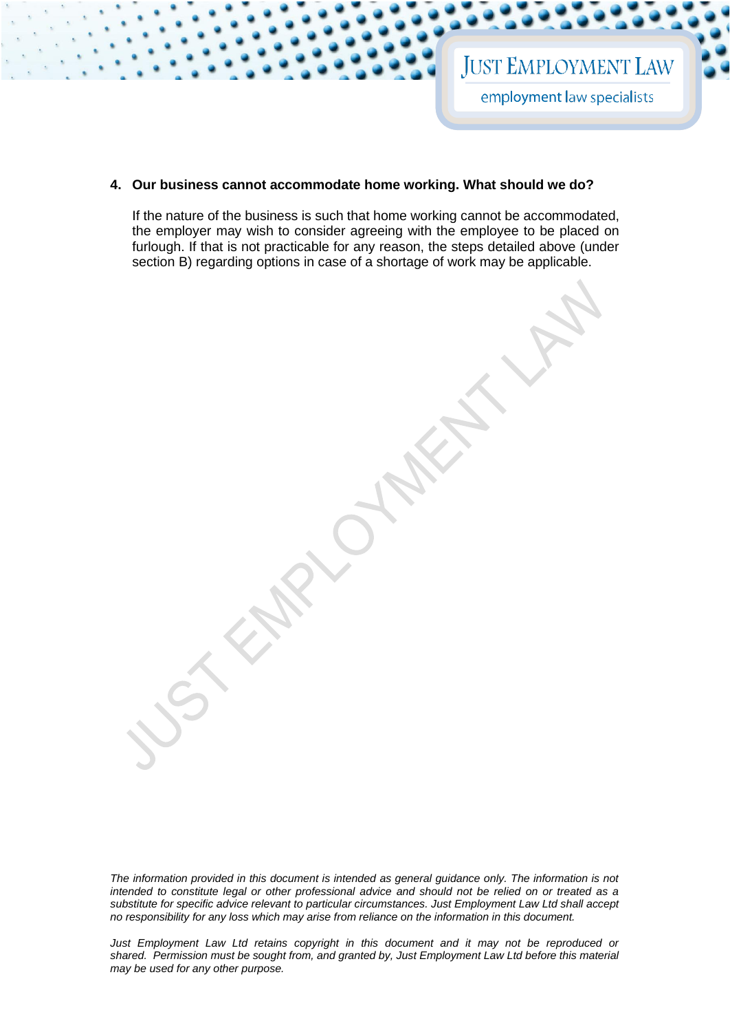**4. Our business cannot accommodate home working. What should we do?**

If the nature of the business is such that home working cannot be accommodated, the employer may wish to consider agreeing with the employee to be placed on furlough. If that is not practicable for any reason, the steps detailed above (under section B) regarding options in case of a shortage of work may be applicable.

*The information provided in this document is intended as general guidance only. The information is not intended to constitute legal or other professional advice and should not be relied on or treated as a substitute for specific advice relevant to particular circumstances. Just Employment Law Ltd shall accept no responsibility for any loss which may arise from reliance on the information in this document.*

*Just Employment Law Ltd retains copyright in this document and it may not be reproduced or shared. Permission must be sought from, and granted by, Just Employment Law Ltd before this material may be used for any other purpose.*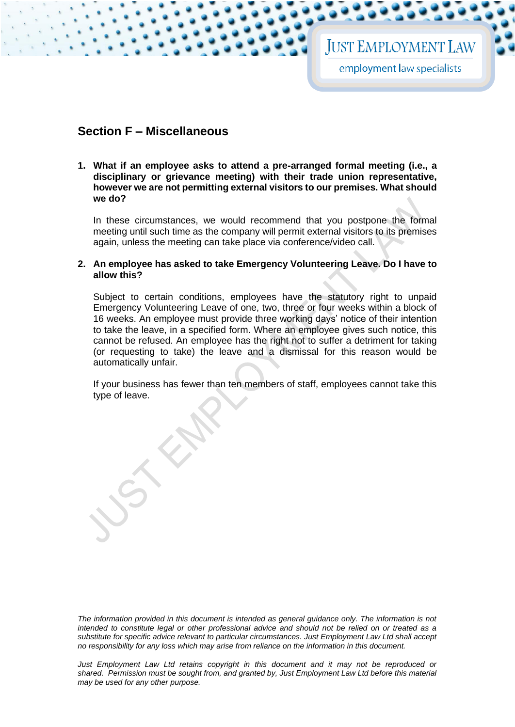## Section F – Miscellaneous

1. **What if an employee asks to attend a pre-arranged formal meeting (i.e., a disciplinary or grievance meeting) with their trade union representative, however we are not permitting external visitors to our premises. What should we do?**

   In these circumstances, we would recommend that you postpone the formal meeting until such time as the company will permit external visitors to its premises again, unless the meeting can take place via conference/video call.

2. **An employee has asked to take Emergency Volunteering Leave. Do I have to allow this?**

   Subject to certain conditions, employees have the statutory right to unpaid Emergency Volunteering Leave of one, two, three or four weeks within a block of 16 weeks. An employee must provide three working days' notice of their intention to take the leave, in a specified form. Where an employee gives such notice, this cannot be refused. An employee has the right not to suffer a detriment for taking (or requesting to take) the leave and a dismissal for this reason would be automatically unfair.

   If your business has fewer than ten members of staff, employees cannot take this type of leave.

*The information provided in this document is intended as general guidance only. The information is not intended to constitute legal or other professional advice and should not be relied on or treated as a substitute for specific advice relevant to particular circumstances. Just Employment Law Ltd shall accept no responsibility for any loss which may arise from reliance on the information in this document.*

*Just Employment Law Ltd retains copyright in this document and it may not be reproduced or shared. Permission must be sought from, and granted by, Just Employment Law Ltd before this material may be used for any other purpose.*